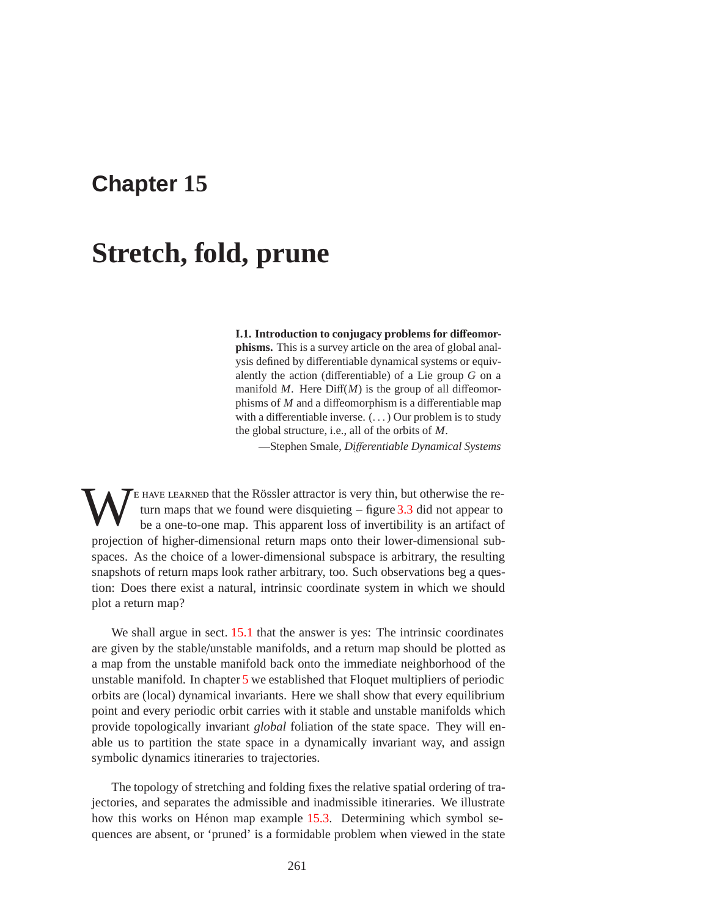# Chapter 15

# Stretch, fold, prune

> **I.1. Introduction to conjugacy problems for diffeomorphisms.** This is a survey article on the area of global analysis defined by differentiable dynamical systems or equivalently the action (differentiable) of a Lie group $G$ on a manifold $M$. Here Diff($M$) is the group of all diffeomorphisms of $M$ and a diffeomorphism is a differentiable map with a differentiable inverse. (. . . ) Our problem is to study the global structure, i.e., all of the orbits of $M$.
>
> —Stephen Smale, *Differentiable Dynamical Systems*

We have learned that the Rössler attractor is very thin, but otherwise the return maps that we found were disquieting – figure 3.3 did not appear to be a one-to-one map. This apparent loss of invertibility is an artifact of projection of higher-dimensional return maps onto their lower-dimensional subspaces. As the choice of a lower-dimensional subspace is arbitrary, the resulting snapshots of return maps look rather arbitrary, too. Such observations beg a question: Does there exist a natural, intrinsic coordinate system in which we should plot a return map?

We shall argue in sect. 15.1 that the answer is yes: The intrinsic coordinates are given by the stable/unstable manifolds, and a return map should be plotted as a map from the unstable manifold back onto the immediate neighborhood of the unstable manifold. In chapter 5 we established that Floquet multipliers of periodic orbits are (local) dynamical invariants. Here we shall show that every equilibrium point and every periodic orbit carries with it stable and unstable manifolds which provide topologically invariant *global* foliation of the state space. They will enable us to partition the state space in a dynamically invariant way, and assign symbolic dynamics itineraries to trajectories.

The topology of stretching and folding fixes the relative spatial ordering of trajectories, and separates the admissible and inadmissible itineraries. We illustrate how this works on Hénon map example 15.3. Determining which symbol sequences are absent, or 'pruned' is a formidable problem when viewed in the state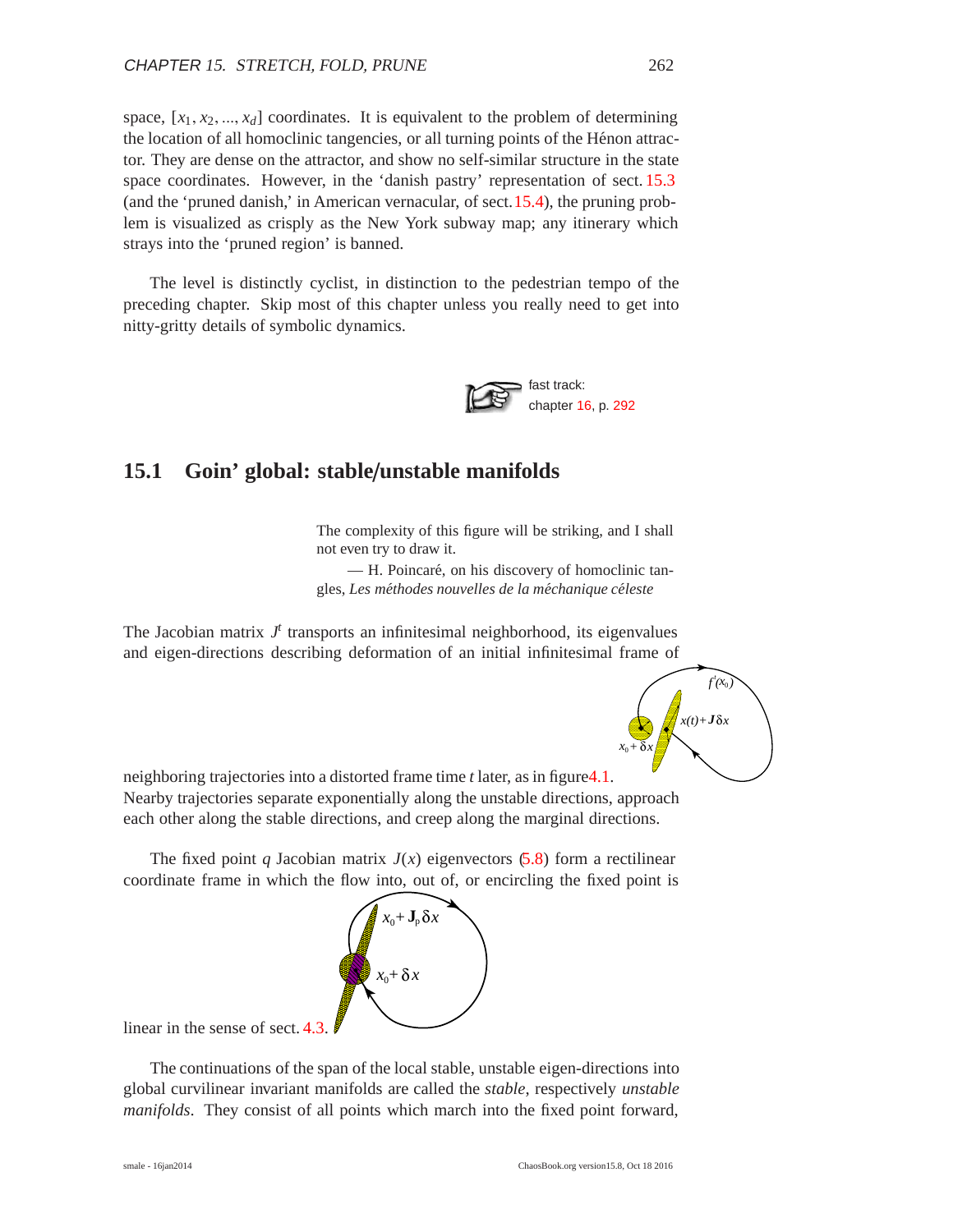space, $[x_1, x_2, ..., x_d]$ coordinates. It is equivalent to the problem of determining the location of all homoclinic tangencies, or all turning points of the Hénon attractor. They are dense on the attractor, and show no self-similar structure in the state space coordinates. However, in the 'danish pastry' representation of sect. 15.3 (and the 'pruned danish,' in American vernacular, of sect. 15.4), the pruning problem is visualized as crisply as the New York subway map; any itinerary which strays into the 'pruned region' is banned.

The level is distinctly cyclist, in distinction to the pedestrian tempo of the preceding chapter. Skip most of this chapter unless you really need to get into nitty-gritty details of symbolic dynamics.

fast track:
chapter 16, p. 292

## 15.1 Goin' global: stable/unstable manifolds

> The complexity of this figure will be striking, and I shall not even try to draw it.
>
> — H. Poincaré, on his discovery of homoclinic tangles, *Les méthodes nouvelles de la méchanique céleste*

The Jacobian matrix $J^t$ transports an infinitesimal neighborhood, its eigenvalues and eigen-directions describing deformation of an initial infinitesimal frame of neighboring trajectories into a distorted frame time $t$ later, as in figure 4.1. Nearby trajectories separate exponentially along the unstable directions, approach each other along the stable directions, and creep along the marginal directions.

The fixed point $q$ Jacobian matrix $J(x)$ eigenvectors (5.8) form a rectilinear coordinate frame in which the flow into, out of, or encircling the fixed point is linear in the sense of sect. 4.3.

The continuations of the span of the local stable, unstable eigen-directions into global curvilinear invariant manifolds are called the *stable*, respectively *unstable manifolds*. They consist of all points which march into the fixed point forward,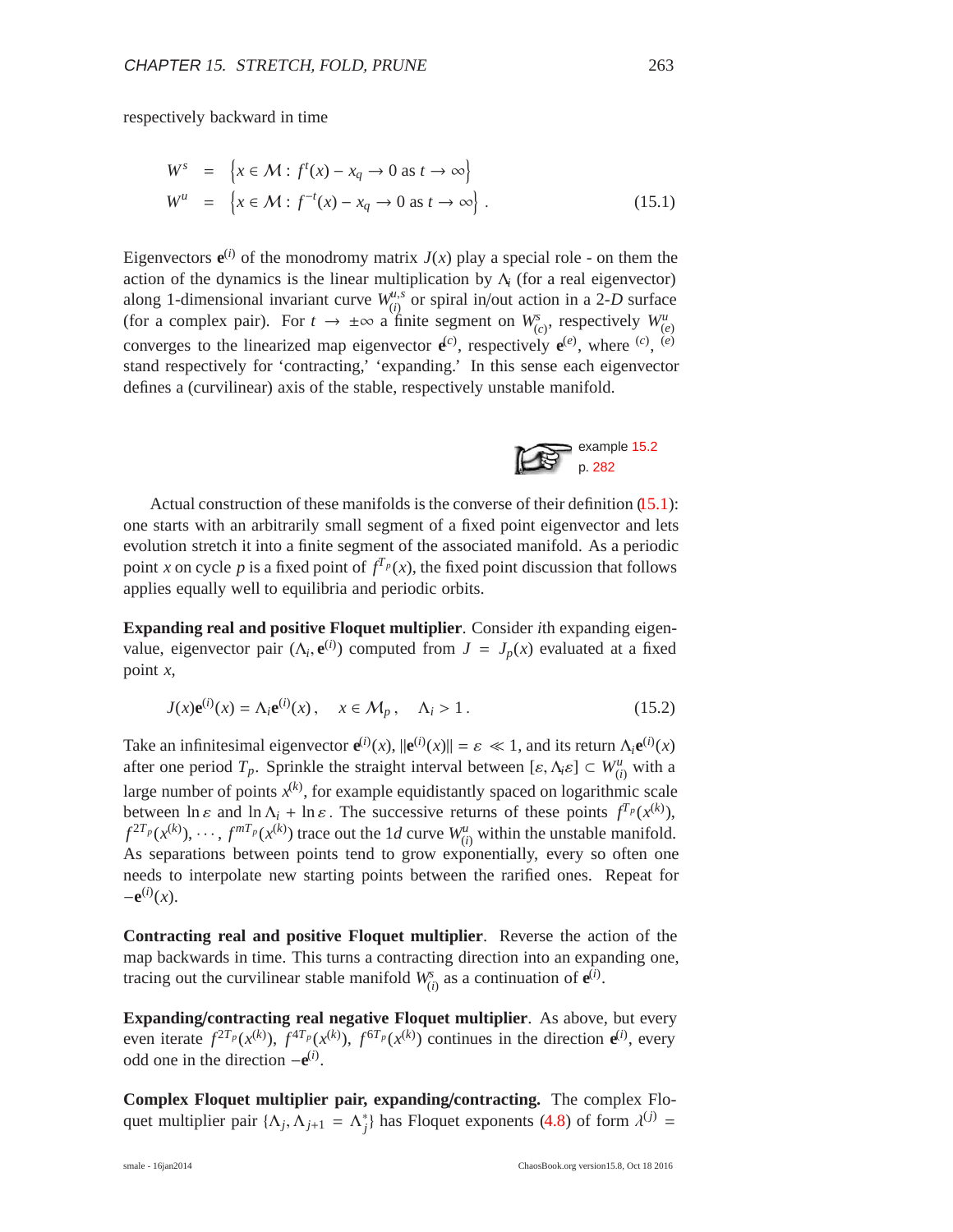respectively backward in time

$$
\begin{aligned}
W^s &= \left\{ x \in \mathcal{M} : f^t(x) - x_q \to 0 \text{ as } t \to \infty \right\} \\
W^u &= \left\{ x \in \mathcal{M} : f^{-t}(x) - x_q \to 0 \text{ as } t \to \infty \right\} .
\end{aligned}
\tag{15.1}
$$

Eigenvectors $\mathbf{e}^{(i)}$ of the monodromy matrix $J(x)$ play a special role - on them the action of the dynamics is the linear multiplication by $\Lambda_i$ (for a real eigenvector) along 1-dimensional invariant curve $W^{u,s}_{(i)}$ or spiral in/out action in a 2-$D$ surface (for a complex pair). For $t \to \pm\infty$ a finite segment on $W^s_{(c)}$, respectively $W^u_{(e)}$ converges to the linearized map eigenvector $\mathbf{e}^{(c)}$, respectively $\mathbf{e}^{(e)}$, where $^{(c)}$, $^{(e)}$ stand respectively for 'contracting,' 'expanding.' In this sense each eigenvector defines a (curvilinear) axis of the stable, respectively unstable manifold.

example 15.2 p. 282

Actual construction of these manifolds is the converse of their definition (15.1): one starts with an arbitrarily small segment of a fixed point eigenvector and lets evolution stretch it into a finite segment of the associated manifold. As a periodic point $x$ on cycle $p$ is a fixed point of $f^{T_p}(x)$, the fixed point discussion that follows applies equally well to equilibria and periodic orbits.

**Expanding real and positive Floquet multiplier**. Consider $i$th expanding eigenvalue, eigenvector pair $(\Lambda_i, \mathbf{e}^{(i)})$ computed from $J = J_p(x)$ evaluated at a fixed point $x$,

$$
J(x)\mathbf{e}^{(i)}(x) = \Lambda_i \mathbf{e}^{(i)}(x) , \quad x \in \mathcal{M}_p , \quad \Lambda_i > 1 . \tag{15.2}
$$

Take an infinitesimal eigenvector $\mathbf{e}^{(i)}(x)$, $\|\mathbf{e}^{(i)}(x)\| = \varepsilon \ll 1$, and its return $\Lambda_i \mathbf{e}^{(i)}(x)$ after one period $T_p$. Sprinkle the straight interval between $[\varepsilon, \Lambda_i \varepsilon] \subset W^u_{(i)}$ with a large number of points $x^{(k)}$, for example equidistantly spaced on logarithmic scale between $\ln \varepsilon$ and $\ln \Lambda_i + \ln \varepsilon$. The successive returns of these points $f^{T_p}(x^{(k)})$, $f^{2T_p}(x^{(k)}), \cdots, f^{mT_p}(x^{(k)})$ trace out the 1$d$ curve $W^u_{(i)}$ within the unstable manifold. As separations between points tend to grow exponentially, every so often one needs to interpolate new starting points between the rarified ones. Repeat for $-\mathbf{e}^{(i)}(x)$.

**Contracting real and positive Floquet multiplier**. Reverse the action of the map backwards in time. This turns a contracting direction into an expanding one, tracing out the curvilinear stable manifold $W^s_{(i)}$ as a continuation of $\mathbf{e}^{(i)}$.

**Expanding/contracting real negative Floquet multiplier**. As above, but every even iterate $f^{2T_p}(x^{(k)})$, $f^{4T_p}(x^{(k)})$, $f^{6T_p}(x^{(k)})$ continues in the direction $\mathbf{e}^{(i)}$, every odd one in the direction $-\mathbf{e}^{(i)}$.

**Complex Floquet multiplier pair, expanding/contracting.** The complex Floquet multiplier pair $\{\Lambda_j, \Lambda_{j+1} = \Lambda_j^*\}$ has Floquet exponents (4.8) of form $\lambda^{(j)} =$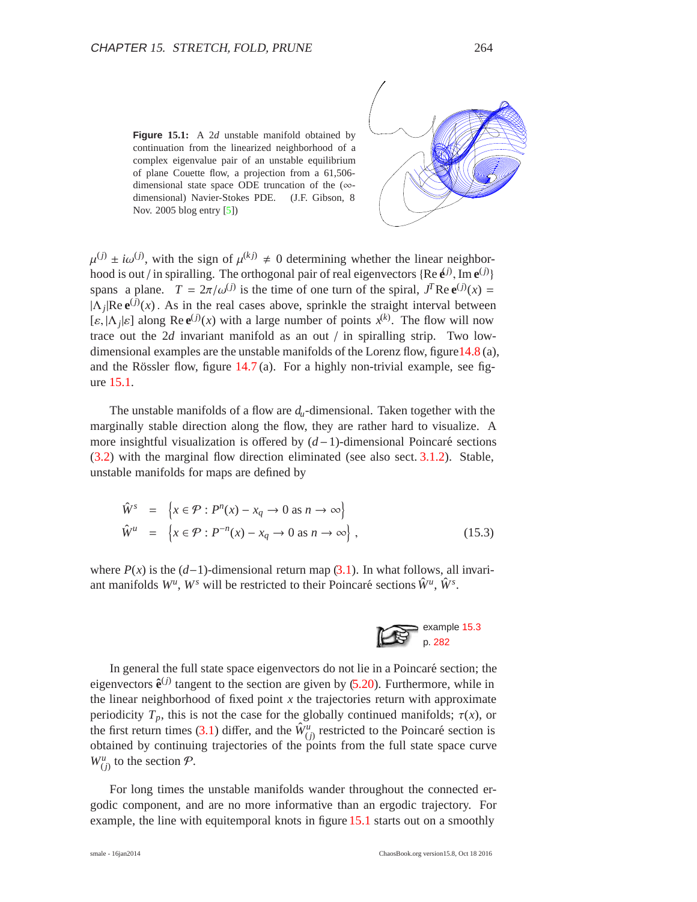**Figure 15.1:** A $2d$ unstable manifold obtained by continuation from the linearized neighborhood of a complex eigenvalue pair of an unstable equilibrium of plane Couette flow, a projection from a 61,506-dimensional state space ODE truncation of the ($\infty$-dimensional) Navier-Stokes PDE. (J.F. Gibson, 8 Nov. 2005 blog entry [5])

$\mu^{(j)} \pm i\omega^{(j)}$, with the sign of $\mu^{(kj)} \neq 0$ determining whether the linear neighborhood is out / in spiralling. The orthogonal pair of real eigenvectors $\{\mathrm{Re}\,\mathbf{e}^{(j)}, \mathrm{Im}\,\mathbf{e}^{(j)}\}$ spans a plane. $T = 2\pi/\omega^{(j)}$ is the time of one turn of the spiral, $J^T \mathrm{Re}\,\mathbf{e}^{(j)}(x) = |\Lambda_j| \mathrm{Re}\,\mathbf{e}^{(j)}(x)$. As in the real cases above, sprinkle the straight interval between $[\varepsilon, |\Lambda_j|\varepsilon]$ along $\mathrm{Re}\,\mathbf{e}^{(j)}(x)$ with a large number of points $x^{(k)}$. The flow will now trace out the $2d$ invariant manifold as an out / in spiralling strip. Two low-dimensional examples are the unstable manifolds of the Lorenz flow, figure 14.8 (a), and the Rössler flow, figure 14.7 (a). For a highly non-trivial example, see figure 15.1.

The unstable manifolds of a flow are $d_u$-dimensional. Taken together with the marginally stable direction along the flow, they are rather hard to visualize. A more insightful visualization is offered by $(d-1)$-dimensional Poincaré sections (3.2) with the marginal flow direction eliminated (see also sect. 3.1.2). Stable, unstable manifolds for maps are defined by

$$
\begin{aligned}
\hat{W}^s &= \left\{ x \in \mathcal{P} : P^n(x) - x_q \to 0 \text{ as } n \to \infty \right\} \\
\hat{W}^u &= \left\{ x \in \mathcal{P} : P^{-n}(x) - x_q \to 0 \text{ as } n \to \infty \right\} ,
\end{aligned}
\tag{15.3}
$$

where $P(x)$ is the $(d-1)$-dimensional return map (3.1). In what follows, all invariant manifolds $W^u$, $W^s$ will be restricted to their Poincaré sections $\hat{W}^u$, $\hat{W}^s$.

example 15.3 p. 282

In general the full state space eigenvectors do not lie in a Poincaré section; the eigenvectors $\hat{\mathbf{e}}^{(j)}$ tangent to the section are given by (5.20). Furthermore, while in the linear neighborhood of fixed point $x$ the trajectories return with approximate periodicity $T_p$, this is not the case for the globally continued manifolds; $\tau(x)$, or the first return times (3.1) differ, and the $\hat{W}^u_{(j)}$ restricted to the Poincaré section is obtained by continuing trajectories of the points from the full state space curve $W^u_{(j)}$ to the section $\mathcal{P}$.

For long times the unstable manifolds wander throughout the connected ergodic component, and are no more informative than an ergodic trajectory. For example, the line with equitemporal knots in figure 15.1 starts out on a smoothly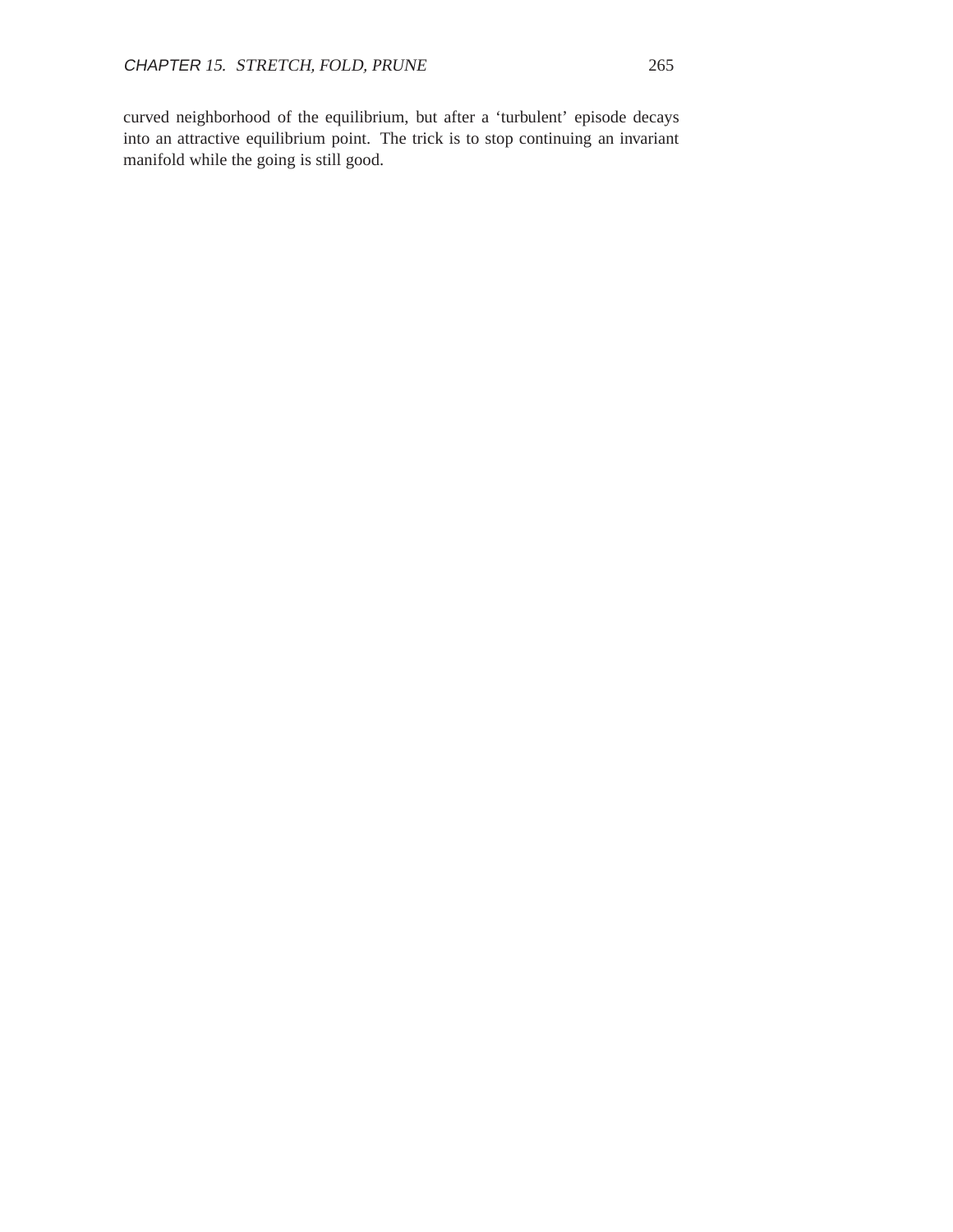curved neighborhood of the equilibrium, but after a 'turbulent' episode decays into an attractive equilibrium point. The trick is to stop continuing an invariant manifold while the going is still good.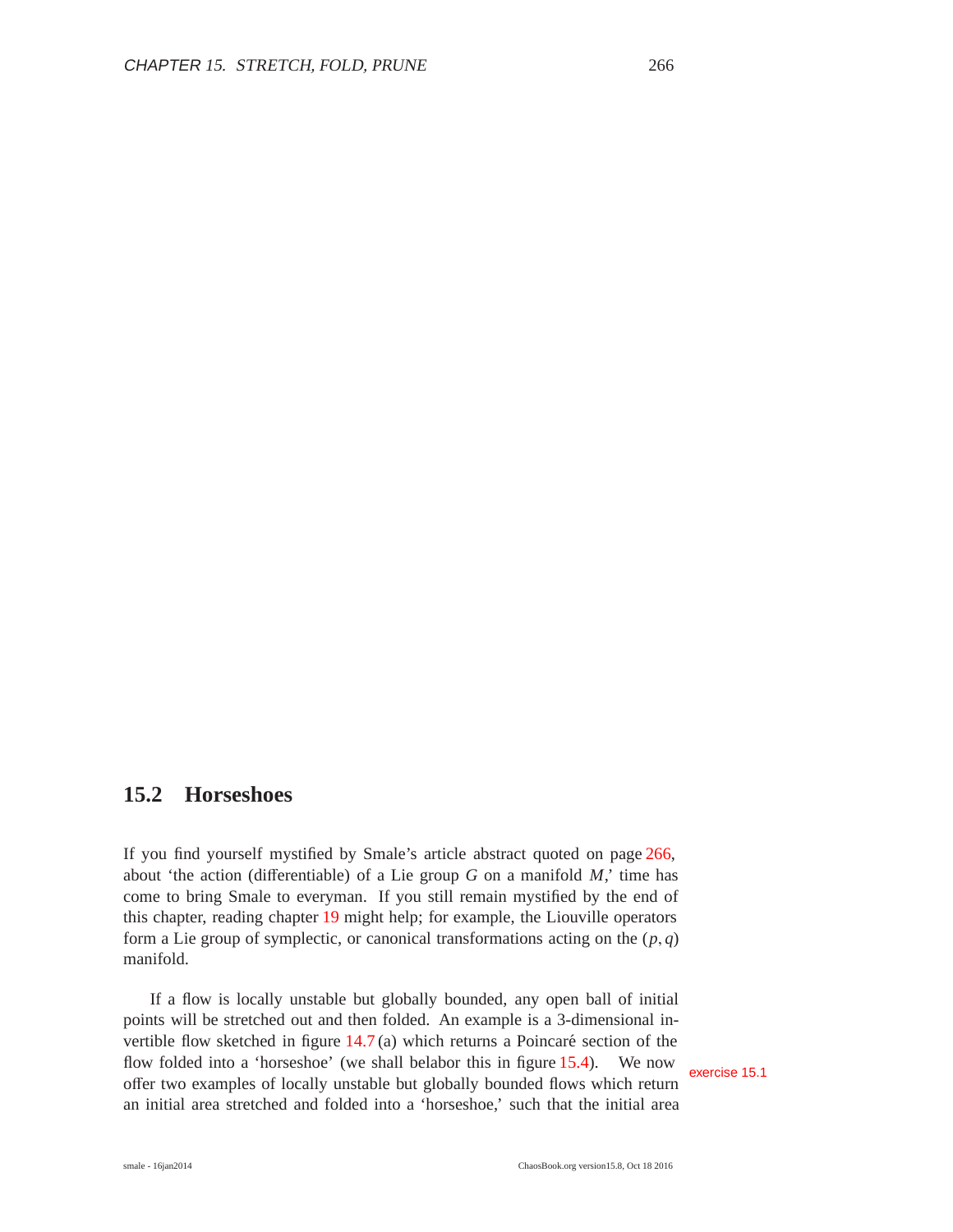## 15.2 Horseshoes

If you find yourself mystified by Smale's article abstract quoted on page 266, about 'the action (differentiable) of a Lie group $G$ on a manifold $M$,' time has come to bring Smale to everyman. If you still remain mystified by the end of this chapter, reading chapter 19 might help; for example, the Liouville operators form a Lie group of symplectic, or canonical transformations acting on the $(p, q)$ manifold.

If a flow is locally unstable but globally bounded, any open ball of initial points will be stretched out and then folded. An example is a 3-dimensional invertible flow sketched in figure 14.7 (a) which returns a Poincaré section of the flow folded into a 'horseshoe' (we shall belabor this in figure 15.4). We now offer two examples of locally unstable but globally bounded flows which return an initial area stretched and folded into a 'horseshoe,' such that the initial area

exercise 15.1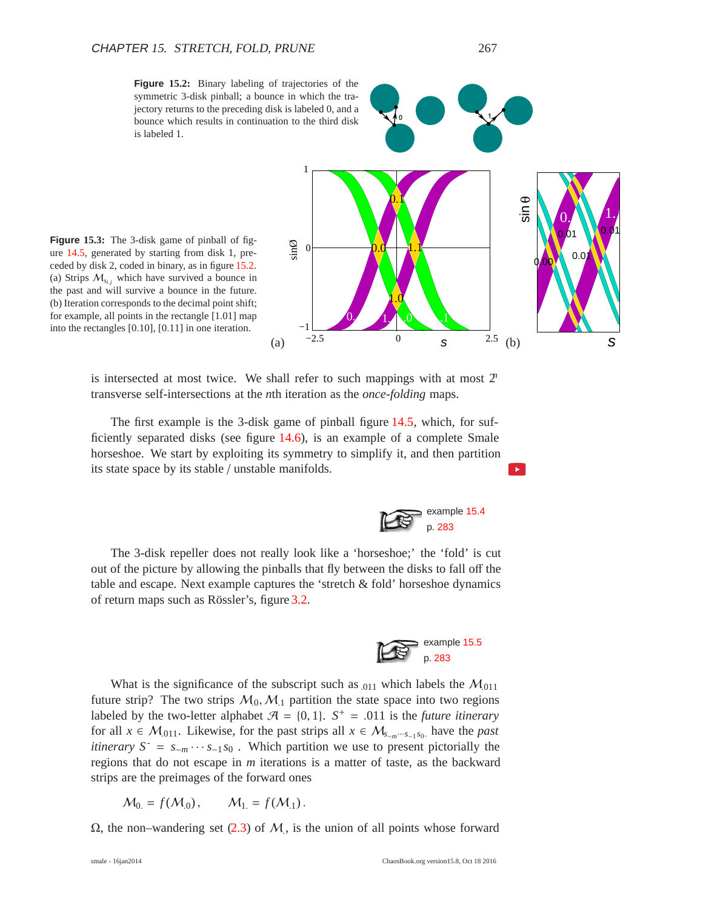**Figure 15.2:** Binary labeling of trajectories of the symmetric 3-disk pinball; a bounce in which the trajectory returns to the preceding disk is labeled 0, and a bounce which results in continuation to the third disk is labeled 1.

**Figure 15.3:** The 3-disk game of pinball of figure 14.5, generated by starting from disk 1, preceded by disk 2, coded in binary, as in figure 15.2. (a) Strips $\mathcal{M}_{s_i.j}$ which have survived a bounce in the past and will survive a bounce in the future. (b) Iteration corresponds to the decimal point shift; for example, all points in the rectangle [1.01] map into the rectangles [0.10], [0.11] in one iteration.

is intersected at most twice. We shall refer to such mappings with at most $2^n$ transverse self-intersections at the $n$th iteration as the *once-folding* maps.

The first example is the 3-disk game of pinball figure 14.5, which, for sufficiently separated disks (see figure 14.6), is an example of a complete Smale horseshoe. We start by exploiting its symmetry to simplify it, and then partition its state space by its stable / unstable manifolds.

example 15.4
p. 283

The 3-disk repeller does not really look like a 'horseshoe;' the 'fold' is cut out of the picture by allowing the pinballs that fly between the disks to fall off the table and escape. Next example captures the 'stretch & fold' horseshoe dynamics of return maps such as Rössler's, figure 3.2.

example 15.5
p. 283

What is the significance of the subscript such as $_{.011}$ which labels the $\mathcal{M}_{.011}$ future strip? The two strips $\mathcal{M}_{.0}, \mathcal{M}_{.1}$ partition the state space into two regions labeled by the two-letter alphabet $\mathcal{A} = \{0, 1\}$. $S^+ = .011$ is the *future itinerary* for all $x \in \mathcal{M}_{.011}$. Likewise, for the past strips all $x \in \mathcal{M}_{s_{-m}\cdots s_{-1}s_0.}$ have the *past itinerary* $S^- = s_{-m}\cdots s_{-1}s_0$ . Which partition we use to present pictorially the regions that do not escape in $m$ iterations is a matter of taste, as the backward strips are the preimages of the forward ones

$$\mathcal{M}_{0.} = f(\mathcal{M}_{.0}), \qquad \mathcal{M}_{1.} = f(\mathcal{M}_{.1}).$$

$\Omega$, the non–wandering set (2.3) of $\mathcal{M}_.$, is the union of all points whose forward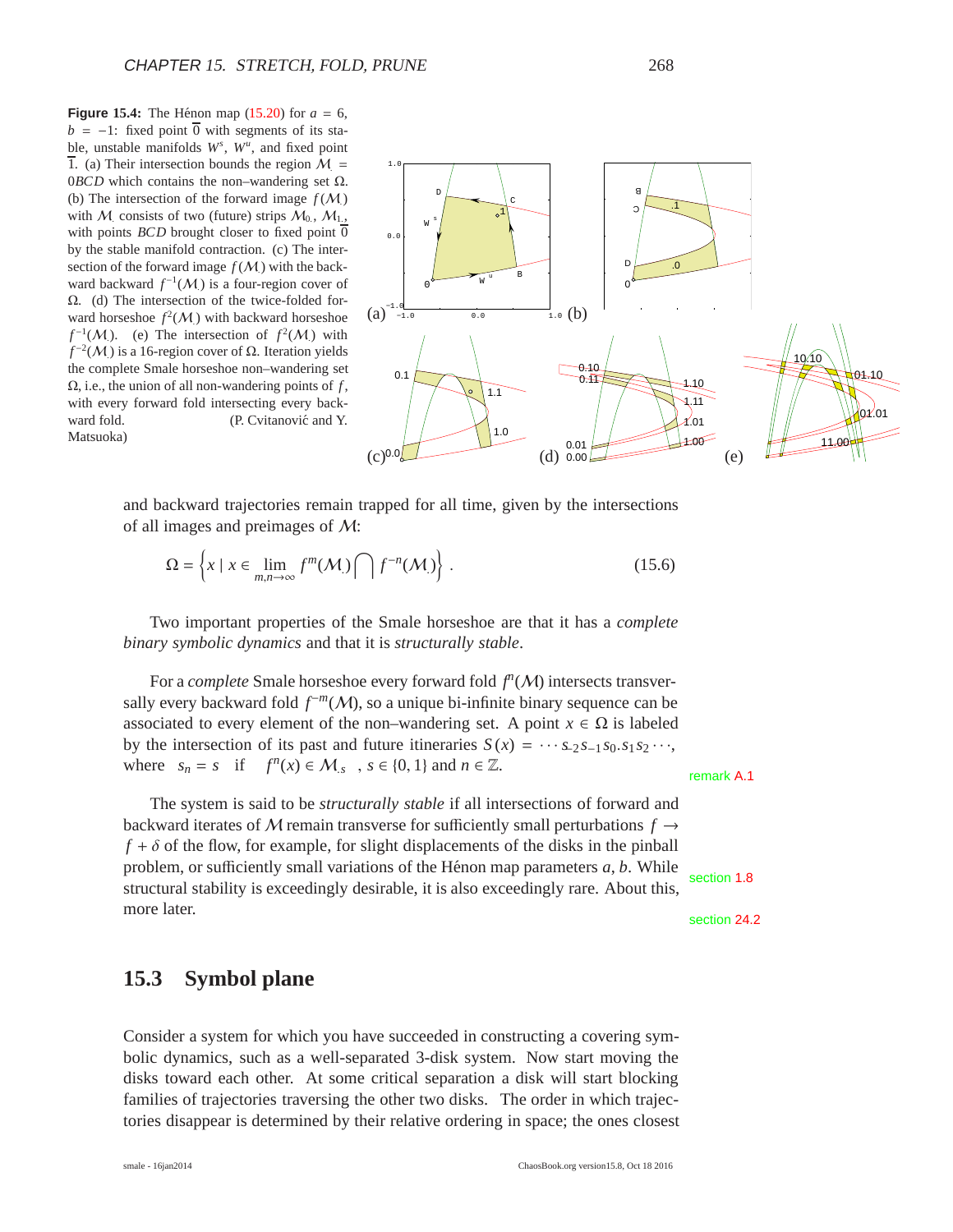**Figure 15.4:** The Hénon map (15.20) for $a = 6$, $b = -1$: fixed point $\overline{0}$ with segments of its stable, unstable manifolds $W^s$, $W^u$, and fixed point $\overline{1}$. (a) Their intersection bounds the region $\mathcal{M}_. = 0BCD$ which contains the non–wandering set $\Omega$. (b) The intersection of the forward image $f(\mathcal{M}_.)$ with $\mathcal{M}_.$ consists of two (future) strips $\mathcal{M}_{0.}$, $\mathcal{M}_{1.}$, with points $BCD$ brought closer to fixed point $\overline{0}$ by the stable manifold contraction. (c) The intersection of the forward image $f(\mathcal{M}_.)$ with the backward backward $f^{-1}(\mathcal{M}_.)$ is a four-region cover of $\Omega$. (d) The intersection of the twice-folded forward horseshoe $f^2(\mathcal{M}_.)$ with backward horseshoe $f^{-1}(\mathcal{M}_.)$. (e) The intersection of $f^2(\mathcal{M}_.)$ with $f^{-2}(\mathcal{M}_.)$ is a 16-region cover of $\Omega$. Iteration yields the complete Smale horseshoe non–wandering set $\Omega$, i.e., the union of all non-wandering points of $f$, with every forward fold intersecting every backward fold. (P. Cvitanović and Y. Matsuoka)

and backward trajectories remain trapped for all time, given by the intersections of all images and preimages of $\mathcal{M}$:

$$\Omega = \left\{ x \mid x \in \lim_{m,n\to\infty} f^m(\mathcal{M}_.) \bigcap f^{-n}(\mathcal{M}_.) \right\} . \tag{15.6}$$

Two important properties of the Smale horseshoe are that it has a *complete binary symbolic dynamics* and that it is *structurally stable*.

For a *complete* Smale horseshoe every forward fold $f^n(\mathcal{M})$ intersects transversally every backward fold $f^{-m}(\mathcal{M})$, so a unique bi-infinite binary sequence can be associated to every element of the non–wandering set. A point $x \in \Omega$ is labeled by the intersection of its past and future itineraries $S(x) = \cdots s_{-2}s_{-1}s_0.s_1s_2\cdots$, where $s_n = s$ if $f^n(x) \in \mathcal{M}_{.s}$ , $s \in \{0,1\}$ and $n \in \mathbb{Z}$.

remark A.1

The system is said to be *structurally stable* if all intersections of forward and backward iterates of $\mathcal{M}$ remain transverse for sufficiently small perturbations $f \to f + \delta$ of the flow, for example, for slight displacements of the disks in the pinball problem, or sufficiently small variations of the Hénon map parameters $a, b$. While structural stability is exceedingly desirable, it is also exceedingly rare. About this, more later.

section 1.8

section 24.2

## 15.3 Symbol plane

Consider a system for which you have succeeded in constructing a covering symbolic dynamics, such as a well-separated 3-disk system. Now start moving the disks toward each other. At some critical separation a disk will start blocking families of trajectories traversing the other two disks. The order in which trajectories disappear is determined by their relative ordering in space; the ones closest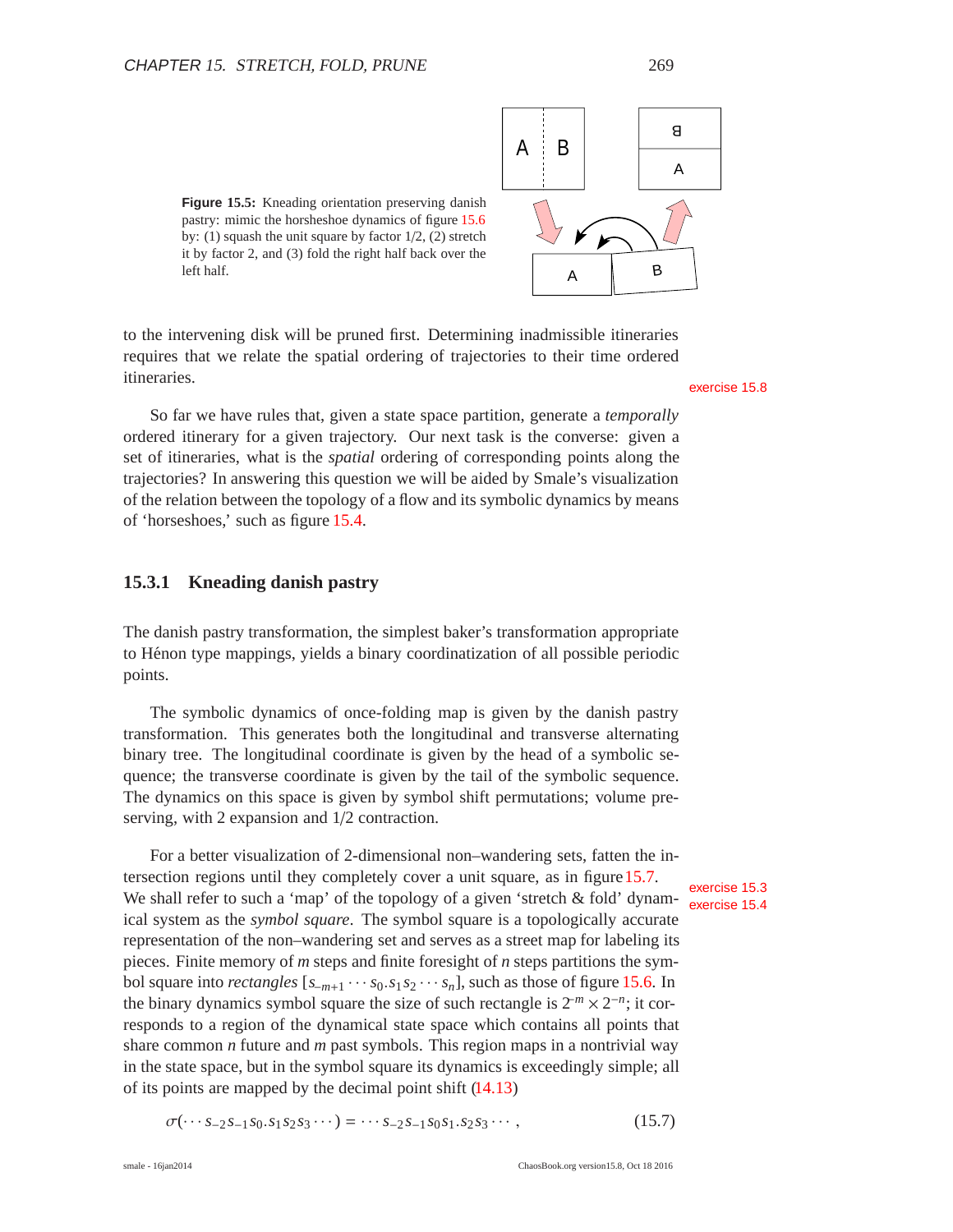**Figure 15.5:** Kneading orientation preserving danish pastry: mimic the horseshoe dynamics of figure 15.6 by: (1) squash the unit square by factor 1/2, (2) stretch it by factor 2, and (3) fold the right half back over the left half.

to the intervening disk will be pruned first. Determining inadmissible itineraries requires that we relate the spatial ordering of trajectories to their time ordered itineraries.

exercise 15.8

So far we have rules that, given a state space partition, generate a *temporally* ordered itinerary for a given trajectory. Our next task is the converse: given a set of itineraries, what is the *spatial* ordering of corresponding points along the trajectories? In answering this question we will be aided by Smale's visualization of the relation between the topology of a flow and its symbolic dynamics by means of 'horseshoes,' such as figure 15.4.

### 15.3.1 Kneading danish pastry

The danish pastry transformation, the simplest baker's transformation appropriate to Hénon type mappings, yields a binary coordinatization of all possible periodic points.

The symbolic dynamics of once-folding map is given by the danish pastry transformation. This generates both the longitudinal and transverse alternating binary tree. The longitudinal coordinate is given by the head of a symbolic sequence; the transverse coordinate is given by the tail of the symbolic sequence. The dynamics on this space is given by symbol shift permutations; volume preserving, with 2 expansion and 1/2 contraction.

For a better visualization of 2-dimensional non–wandering sets, fatten the intersection regions until they completely cover a unit square, as in figure 15.7. We shall refer to such a 'map' of the topology of a given 'stretch & fold' dynamical system as the *symbol square*. The symbol square is a topologically accurate representation of the non–wandering set and serves as a street map for labeling its pieces. Finite memory of $m$ steps and finite foresight of $n$ steps partitions the symbol square into *rectangles* $[s_{-m+1}\cdots s_0.s_1s_2\cdots s_n]$, such as those of figure 15.6. In the binary dynamics symbol square the size of such rectangle is $2^{-m}\times 2^{-n}$; it corresponds to a region of the dynamical state space which contains all points that share common $n$ future and $m$ past symbols. This region maps in a nontrivial way in the state space, but in the symbol square its dynamics is exceedingly simple; all of its points are mapped by the decimal point shift (14.13)

exercise 15.3
exercise 15.4

$$\sigma(\cdots s_{-2}s_{-1}s_0.s_1s_2s_3\cdots) = \cdots s_{-2}s_{-1}s_0s_1.s_2s_3\cdots\,, \qquad (15.7)$$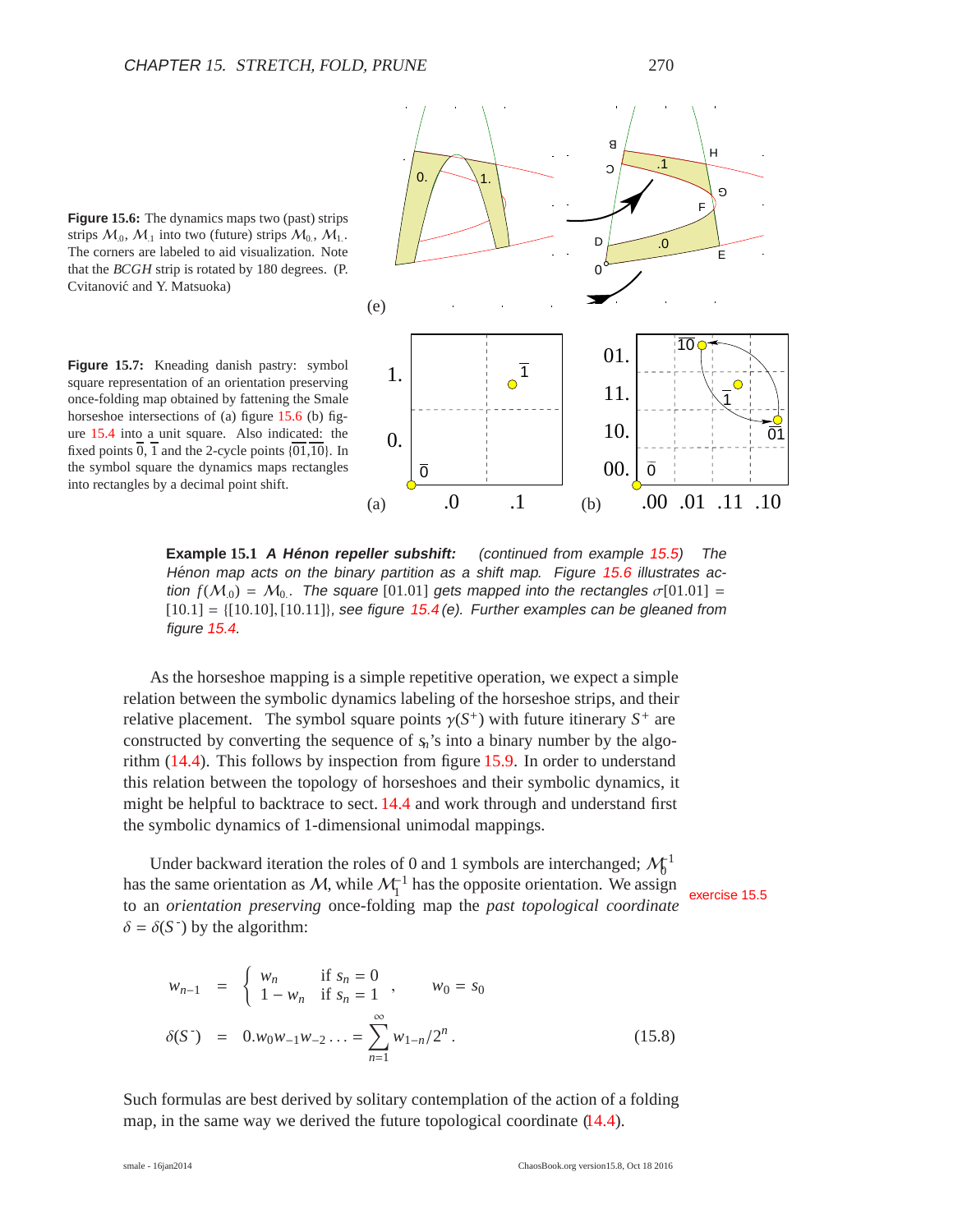**Figure 15.6:** The dynamics maps two (past) strips strips $\mathcal{M}_{.0}$, $\mathcal{M}_{.1}$ into two (future) strips $\mathcal{M}_{0.}$, $\mathcal{M}_{1.}$. The corners are labeled to aid visualization. Note that the *BCGH* strip is rotated by 180 degrees. (P. Cvitanović and Y. Matsuoka)

**Figure 15.7:** Kneading danish pastry: symbol square representation of an orientation preserving once-folding map obtained by fattening the Smale horseshoe intersections of (a) figure 15.6 (b) figure 15.4 into a unit square. Also indicated: the fixed points $\overline{0}$, $\overline{1}$ and the 2-cycle points $\{\overline{01},\overline{10}\}$. In the symbol square the dynamics maps rectangles into rectangles by a decimal point shift.

**Example 15.1** ***A Hénon repeller subshift:*** *(continued from example 15.5) The Hénon map acts on the binary partition as a shift map. Figure 15.6 illustrates action $f(\mathcal{M}_{.0}) = \mathcal{M}_{0.}$. The square* [01.01] *gets mapped into the rectangles $\sigma[01.01] = [10.1] = \{[10.10], [10.11]\}$, see figure 15.4 (e). Further examples can be gleaned from figure 15.4.*

As the horseshoe mapping is a simple repetitive operation, we expect a simple relation between the symbolic dynamics labeling of the horseshoe strips, and their relative placement. The symbol square points $\gamma(S^+)$ with future itinerary $S^+$ are constructed by converting the sequence of $s_n$'s into a binary number by the algorithm (14.4). This follows by inspection from figure 15.9. In order to understand this relation between the topology of horseshoes and their symbolic dynamics, it might be helpful to backtrace to sect. 14.4 and work through and understand first the symbolic dynamics of 1-dimensional unimodal mappings.

Under backward iteration the roles of 0 and 1 symbols are interchanged; $\mathcal{M}_0^{-1}$ has the same orientation as $\mathcal{M}$, while $\mathcal{M}_1^{-1}$ has the opposite orientation. We assign to an *orientation preserving* once-folding map the *past topological coordinate* $\delta = \delta(S^-)$ by the algorithm:

exercise 15.5

$$
\begin{aligned}
w_{n-1} &= \begin{cases} w_n & \text{if } s_n = 0 \\ 1 - w_n & \text{if } s_n = 1 \end{cases}, \qquad w_0 = s_0 \\
\delta(S^-) &= 0.w_0 w_{-1} w_{-2} \ldots = \sum_{n=1}^{\infty} w_{1-n}/2^n . \qquad (15.8)
\end{aligned}
$$

Such formulas are best derived by solitary contemplation of the action of a folding map, in the same way we derived the future topological coordinate (14.4).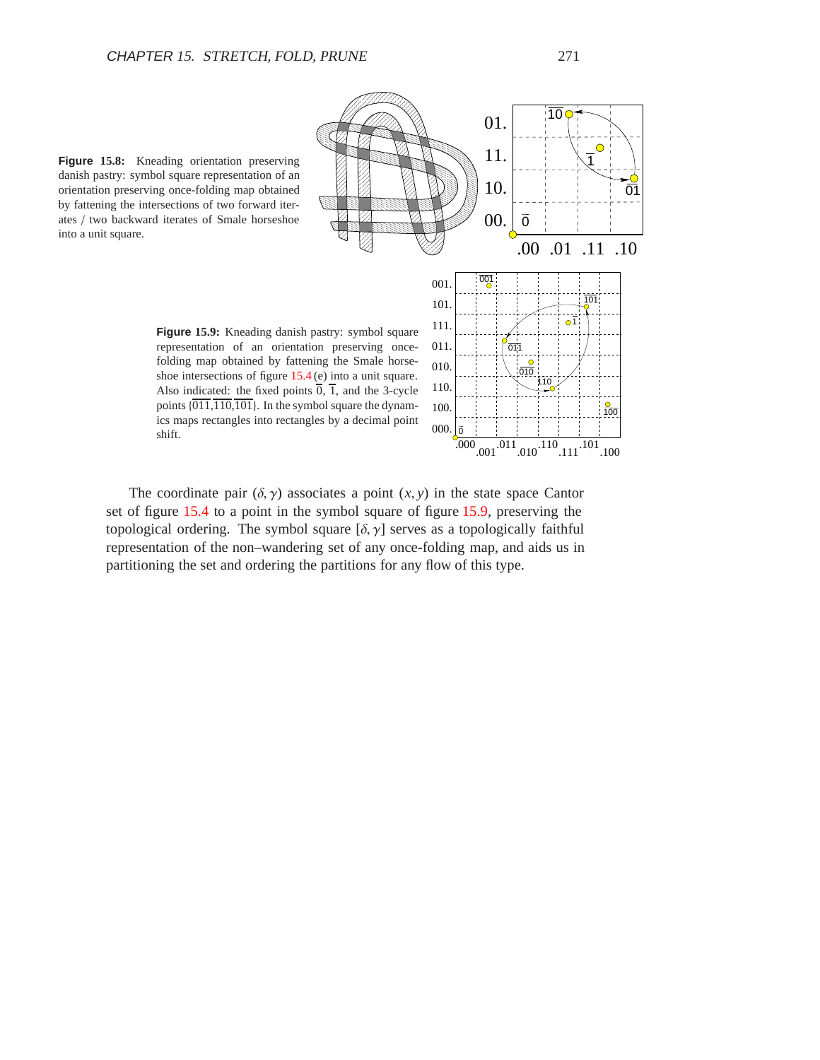**Figure 15.8:** Kneading orientation preserving danish pastry: symbol square representation of an orientation preserving once-folding map obtained by fattening the intersections of two forward iterates / two backward iterates of Smale horseshoe into a unit square.

**Figure 15.9:** Kneading danish pastry: symbol square representation of an orientation preserving once-folding map obtained by fattening the Smale horseshoe intersections of figure 15.4 (e) into a unit square. Also indicated: the fixed points $\overline{0}$, $\overline{1}$, and the 3-cycle points $\{\overline{011}, \overline{110}, \overline{101}\}$. In the symbol square the dynamics maps rectangles into rectangles by a decimal point shift.

The coordinate pair $(\delta, \gamma)$ associates a point $(x, y)$ in the state space Cantor set of figure 15.4 to a point in the symbol square of figure 15.9, preserving the topological ordering. The symbol square $[\delta, \gamma]$ serves as a topologically faithful representation of the non–wandering set of any once-folding map, and aids us in partitioning the set and ordering the partitions for any flow of this type.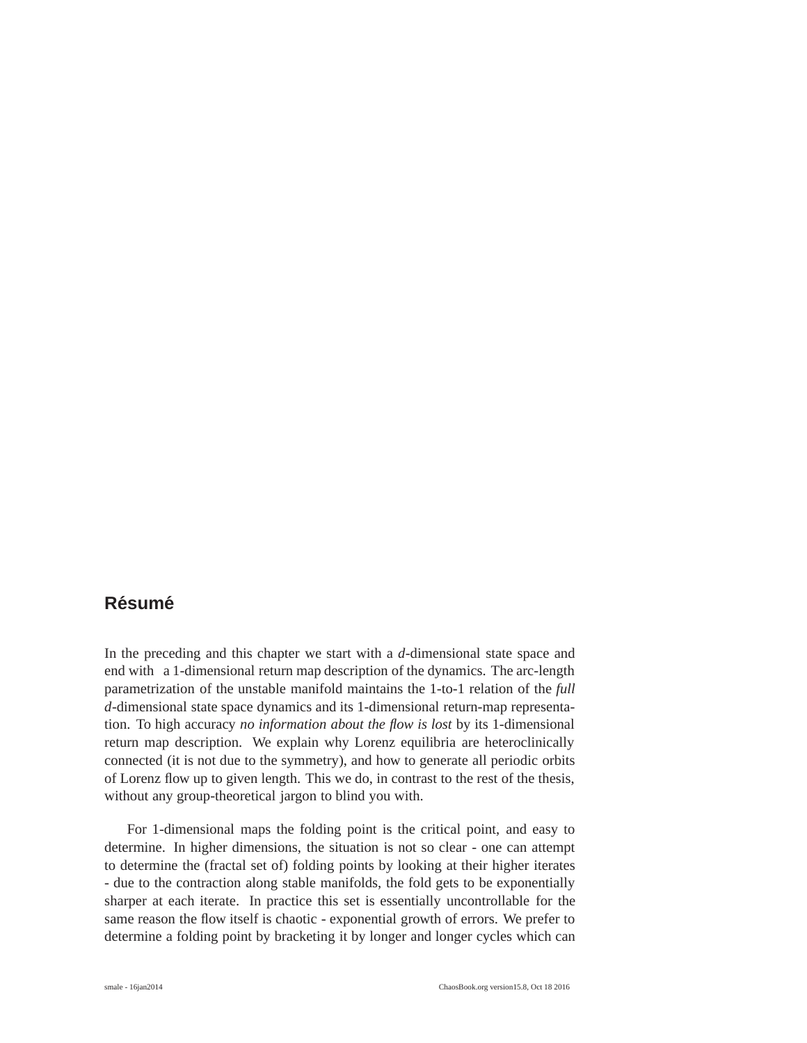## Résumé

In the preceding and this chapter we start with a $d$-dimensional state space and end with a 1-dimensional return map description of the dynamics. The arc-length parametrization of the unstable manifold maintains the 1-to-1 relation of the *full* $d$-dimensional state space dynamics and its 1-dimensional return-map representation. To high accuracy *no information about the flow is lost* by its 1-dimensional return map description. We explain why Lorenz equilibria are heteroclinically connected (it is not due to the symmetry), and how to generate all periodic orbits of Lorenz flow up to given length. This we do, in contrast to the rest of the thesis, without any group-theoretical jargon to blind you with.

For 1-dimensional maps the folding point is the critical point, and easy to determine. In higher dimensions, the situation is not so clear - one can attempt to determine the (fractal set of) folding points by looking at their higher iterates - due to the contraction along stable manifolds, the fold gets to be exponentially sharper at each iterate. In practice this set is essentially uncontrollable for the same reason the flow itself is chaotic - exponential growth of errors. We prefer to determine a folding point by bracketing it by longer and longer cycles which can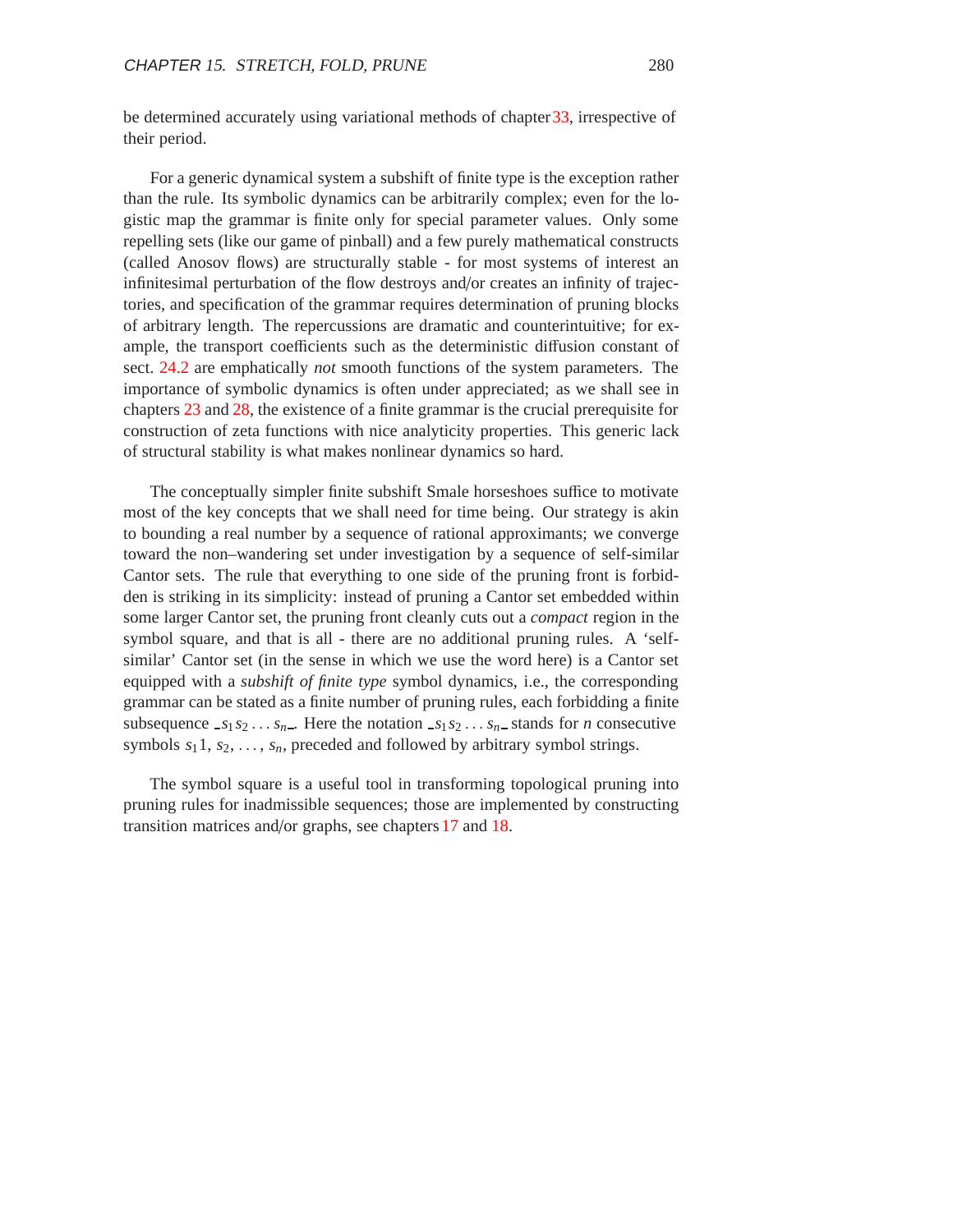be determined accurately using variational methods of chapter 33, irrespective of their period.

For a generic dynamical system a subshift of finite type is the exception rather than the rule. Its symbolic dynamics can be arbitrarily complex; even for the logistic map the grammar is finite only for special parameter values. Only some repelling sets (like our game of pinball) and a few purely mathematical constructs (called Anosov flows) are structurally stable - for most systems of interest an infinitesimal perturbation of the flow destroys and/or creates an infinity of trajectories, and specification of the grammar requires determination of pruning blocks of arbitrary length. The repercussions are dramatic and counterintuitive; for example, the transport coefficients such as the deterministic diffusion constant of sect. 24.2 are emphatically *not* smooth functions of the system parameters. The importance of symbolic dynamics is often under appreciated; as we shall see in chapters 23 and 28, the existence of a finite grammar is the crucial prerequisite for construction of zeta functions with nice analyticity properties. This generic lack of structural stability is what makes nonlinear dynamics so hard.

The conceptually simpler finite subshift Smale horseshoes suffice to motivate most of the key concepts that we shall need for time being. Our strategy is akin to bounding a real number by a sequence of rational approximants; we converge toward the non–wandering set under investigation by a sequence of self-similar Cantor sets. The rule that everything to one side of the pruning front is forbidden is striking in its simplicity: instead of pruning a Cantor set embedded within some larger Cantor set, the pruning front cleanly cuts out a *compact* region in the symbol square, and that is all - there are no additional pruning rules. A 'self-similar' Cantor set (in the sense in which we use the word here) is a Cantor set equipped with a *subshift of finite type* symbol dynamics, i.e., the corresponding grammar can be stated as a finite number of pruning rules, each forbidding a finite subsequence $\_s_1 s_2 \ldots s_n\_$. Here the notation $\_s_1 s_2 \ldots s_n\_$ stands for $n$ consecutive symbols $s_1 1$, $s_2$, $\ldots$, $s_n$, preceded and followed by arbitrary symbol strings.

The symbol square is a useful tool in transforming topological pruning into pruning rules for inadmissible sequences; those are implemented by constructing transition matrices and/or graphs, see chapters 17 and 18.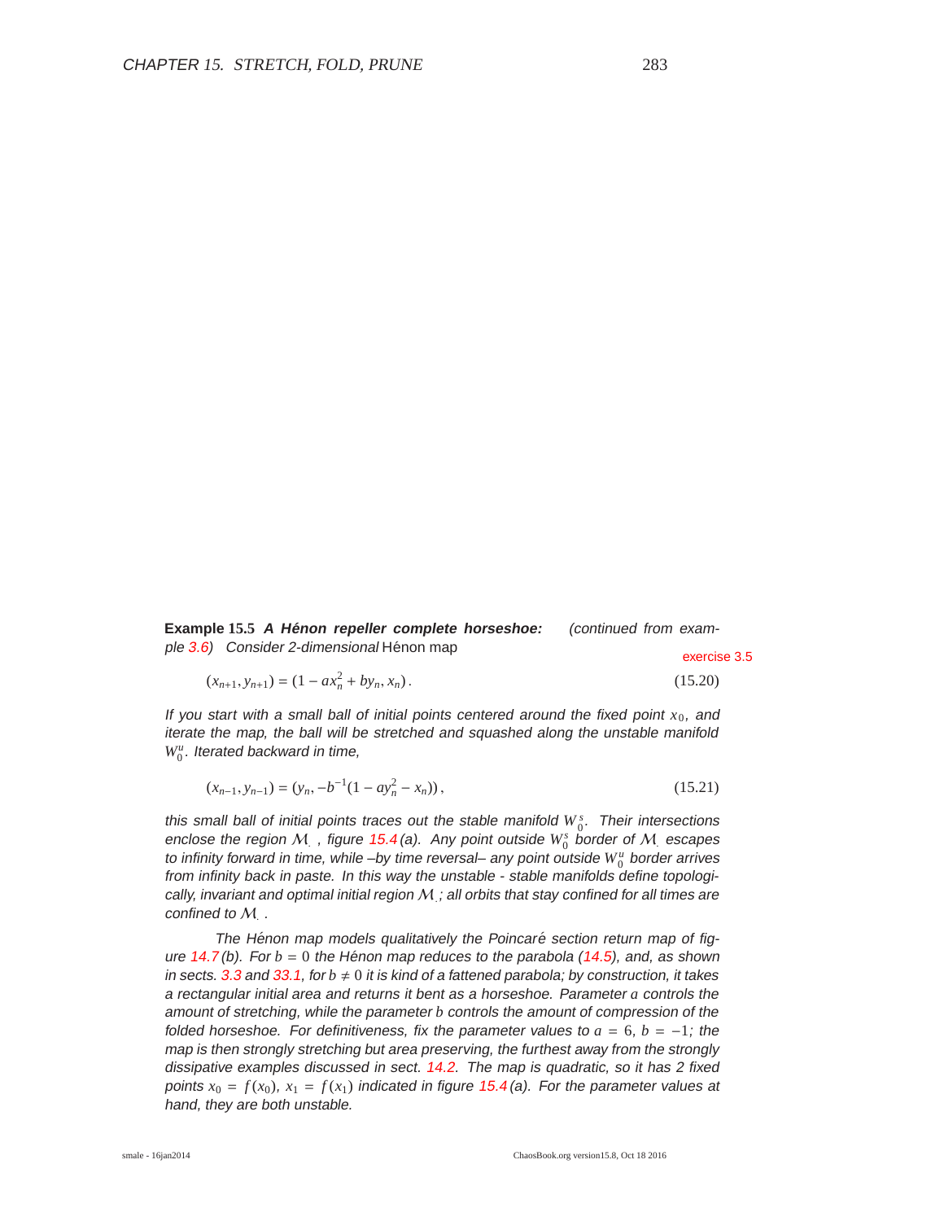**Example 15.5** ***A Hénon repeller complete horseshoe:*** *(continued from example 3.6) Consider 2-dimensional* Hénon map

exercise 3.5

$$(x_{n+1}, y_{n+1}) = (1 - ax_n^2 + by_n, x_n)\,. \tag{15.20}$$

*If you start with a small ball of initial points centered around the fixed point $x_0$, and iterate the map, the ball will be stretched and squashed along the unstable manifold $W_0^u$. Iterated backward in time,*

$$(x_{n-1}, y_{n-1}) = (y_n, -b^{-1}(1 - ay_n^2 - x_n))\,, \tag{15.21}$$

*this small ball of initial points traces out the stable manifold $W_0^s$. Their intersections enclose the region $\mathcal{M}_.$, figure 15.4 (a). Any point outside $W_0^s$ border of $\mathcal{M}_.$ escapes to infinity forward in time, while –by time reversal– any point outside $W_0^u$ border arrives from infinity back in paste. In this way the unstable - stable manifolds define topologically, invariant and optimal initial region $\mathcal{M}_.$; all orbits that stay confined for all times are confined to $\mathcal{M}_.$.*

*The Hénon map models qualitatively the Poincaré section return map of figure 14.7 (b). For $b = 0$ the Hénon map reduces to the parabola (14.5), and, as shown in sects. 3.3 and 33.1, for $b \neq 0$ it is kind of a fattened parabola; by construction, it takes a rectangular initial area and returns it bent as a horseshoe. Parameter $a$ controls the amount of stretching, while the parameter $b$ controls the amount of compression of the folded horseshoe. For definitiveness, fix the parameter values to $a = 6$, $b = -1$; the map is then strongly stretching but area preserving, the furthest away from the strongly dissipative examples discussed in sect. 14.2. The map is quadratic, so it has 2 fixed points $x_0 = f(x_0)$, $x_1 = f(x_1)$ indicated in figure 15.4 (a). For the parameter values at hand, they are both unstable.*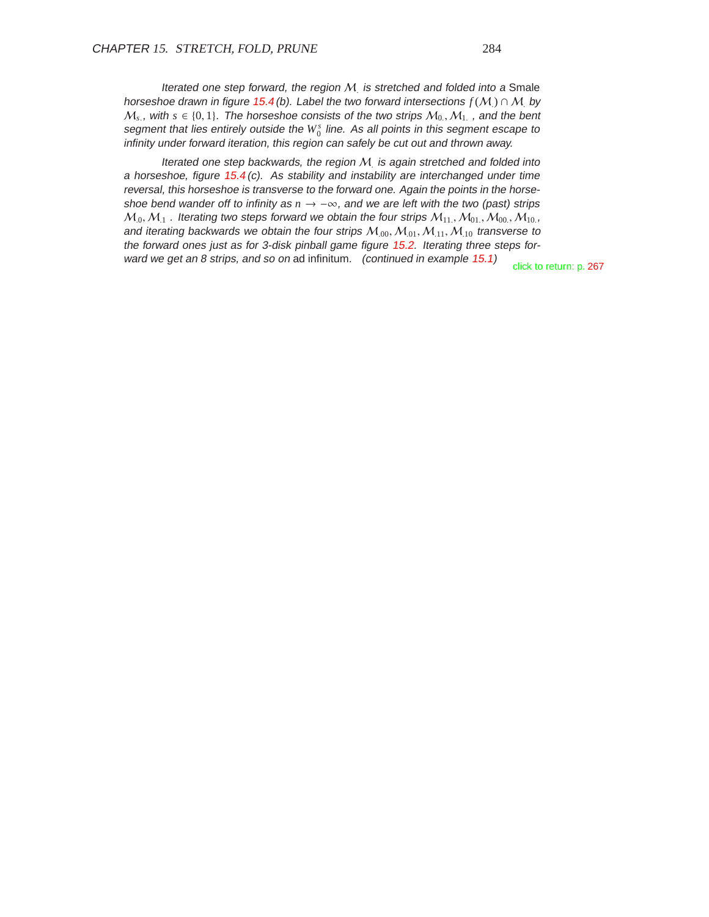*Iterated one step forward, the region* $\mathcal{M}_.$ *is stretched and folded into a* Smale *horseshoe drawn in figure 15.4 (b). Label the two forward intersections* $f(\mathcal{M}_.) \cap \mathcal{M}_.$ *by* $\mathcal{M}_{s.}$*, with* $s \in \{0, 1\}$*. The horseshoe consists of the two strips* $\mathcal{M}_{0.}, \mathcal{M}_{1.}$ *, and the bent segment that lies entirely outside the* $W_0^s$ *line. As all points in this segment escape to infinity under forward iteration, this region can safely be cut out and thrown away.*

*Iterated one step backwards, the region* $\mathcal{M}_.$ *is again stretched and folded into a horseshoe, figure 15.4 (c). As stability and instability are interchanged under time reversal, this horseshoe is transverse to the forward one. Again the points in the horseshoe bend wander off to infinity as* $n \to -\infty$*, and we are left with the two (past) strips* $\mathcal{M}_{.0}, \mathcal{M}_{.1}$ *. Iterating two steps forward we obtain the four strips* $\mathcal{M}_{11.}, \mathcal{M}_{01.}, \mathcal{M}_{00.}, \mathcal{M}_{10.}$*, and iterating backwards we obtain the four strips* $\mathcal{M}_{.00}, \mathcal{M}_{.01}, \mathcal{M}_{.11}, \mathcal{M}_{.10}$ *transverse to the forward ones just as for 3-disk pinball game figure 15.2. Iterating three steps forward we get an 8 strips, and so on* ad infinitum*. (continued in example 15.1)*

click to return: p. 267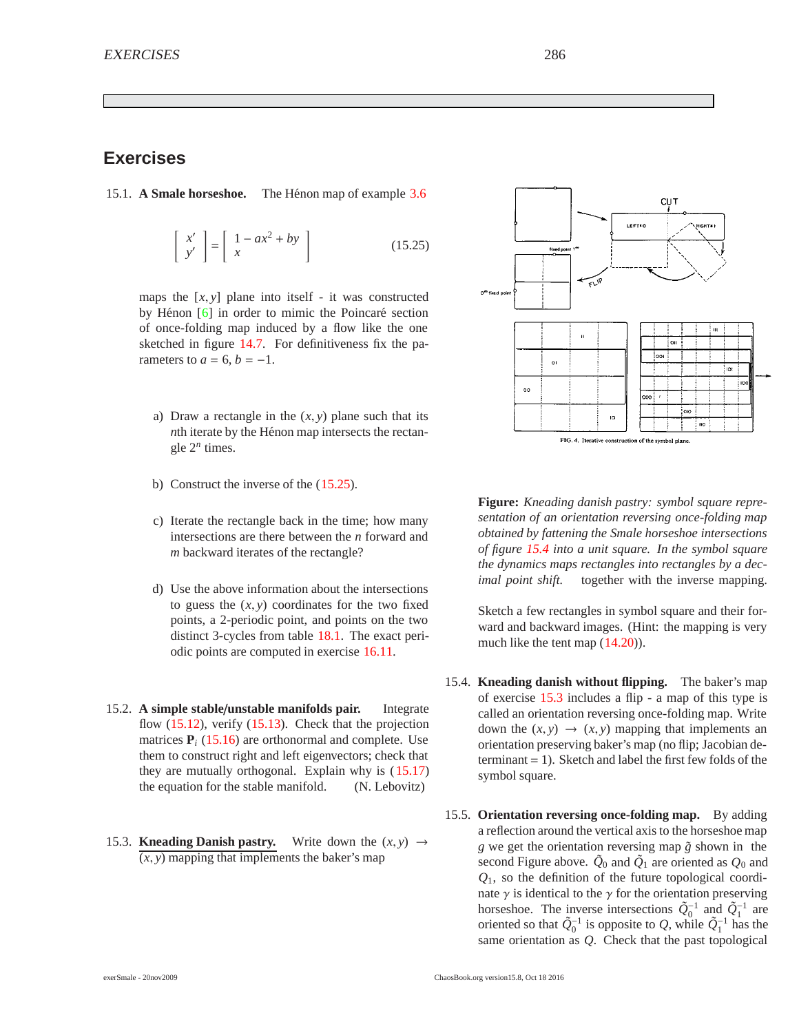## Exercises

15.1. **A Smale horseshoe.** The Hénon map of example 3.6

$$
\begin{bmatrix} x' \\ y' \end{bmatrix} = \begin{bmatrix} 1 - ax^2 + by \\ x \end{bmatrix} \tag{15.25}
$$

maps the $[x, y]$ plane into itself - it was constructed by Hénon [6] in order to mimic the Poincaré section of once-folding map induced by a flow like the one sketched in figure 14.7. For definitiveness fix the parameters to $a = 6$, $b = -1$.

a) Draw a rectangle in the $(x, y)$ plane such that its $n$th iterate by the Hénon map intersects the rectangle $2^n$ times.

b) Construct the inverse of the (15.25).

c) Iterate the rectangle back in the time; how many intersections are there between the $n$ forward and $m$ backward iterates of the rectangle?

d) Use the above information about the intersections to guess the $(x, y)$ coordinates for the two fixed points, a 2-periodic point, and points on the two distinct 3-cycles from table 18.1. The exact periodic points are computed in exercise 16.11.

15.2. **A simple stable/unstable manifolds pair.** Integrate flow (15.12), verify (15.13). Check that the projection matrices $\mathbf{P}_i$ (15.16) are orthonormal and complete. Use them to construct right and left eigenvectors; check that they are mutually orthogonal. Explain why is (15.17) the equation for the stable manifold. (N. Lebovitz)

15.3. **Kneading Danish pastry.** Write down the $(x, y) \to (x, y)$ mapping that implements the baker's map

**Figure:** *Kneading danish pastry: symbol square representation of an orientation reversing once-folding map obtained by fattening the Smale horseshoe intersections of figure 15.4 into a unit square. In the symbol square the dynamics maps rectangles into rectangles by a decimal point shift.* together with the inverse mapping.

Sketch a few rectangles in symbol square and their forward and backward images. (Hint: the mapping is very much like the tent map (14.20)).

15.4. **Kneading danish without flipping.** The baker's map of exercise 15.3 includes a flip - a map of this type is called an orientation reversing once-folding map. Write down the $(x, y) \to (x, y)$ mapping that implements an orientation preserving baker's map (no flip; Jacobian determinant = 1). Sketch and label the first few folds of the symbol square.

15.5. **Orientation reversing once-folding map.** By adding a reflection around the vertical axis to the horseshoe map $g$ we get the orientation reversing map $\tilde{g}$ shown in the second Figure above. $\tilde{Q}_0$ and $\tilde{Q}_1$ are oriented as $Q_0$ and $Q_1$, so the definition of the future topological coordinate $\gamma$ is identical to the $\gamma$ for the orientation preserving horseshoe. The inverse intersections $\tilde{Q}_0^{-1}$ and $\tilde{Q}_1^{-1}$ are oriented so that $\tilde{Q}_0^{-1}$ is opposite to $Q$, while $\tilde{Q}_1^{-1}$ has the same orientation as $Q$. Check that the past topological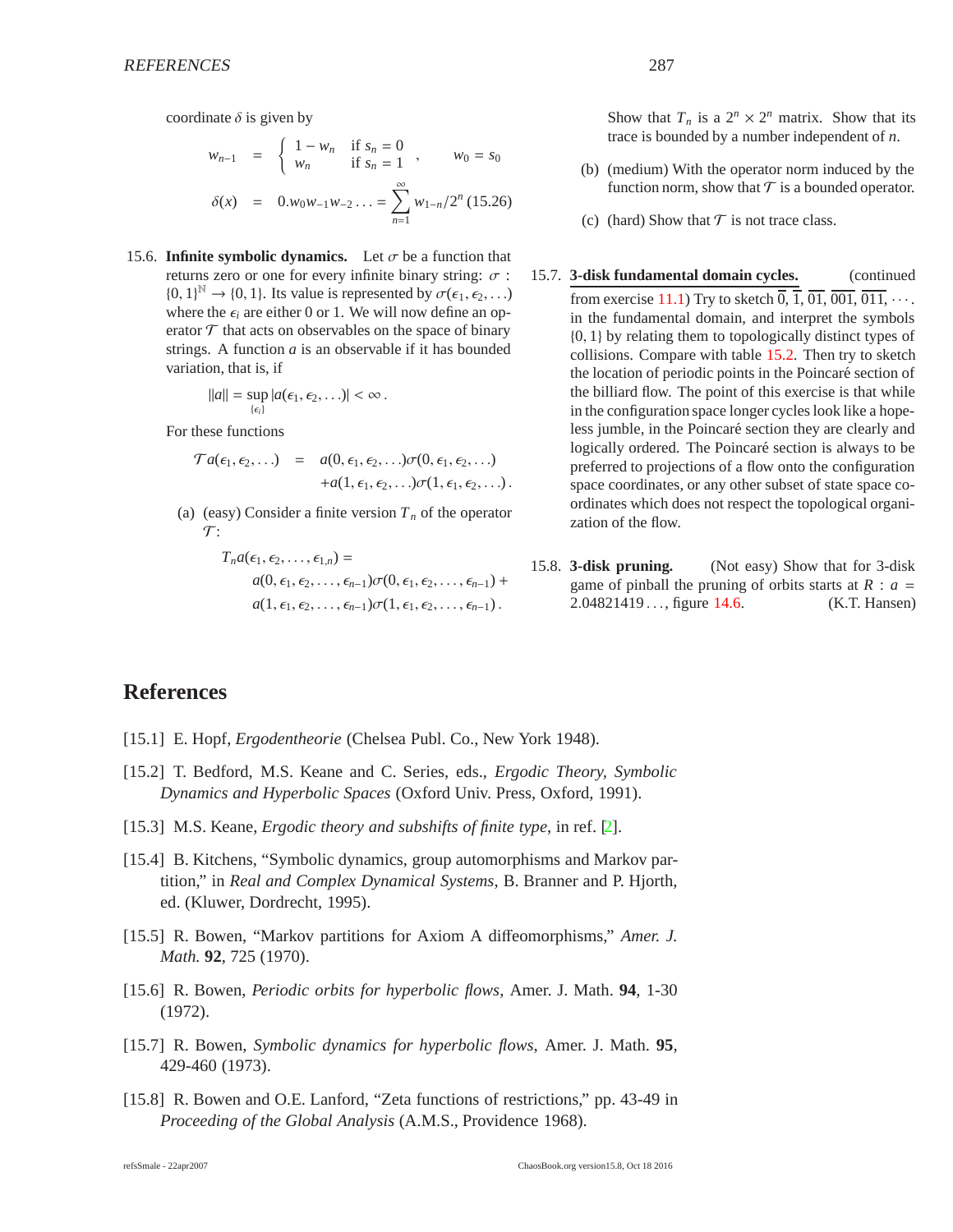coordinate $\delta$ is given by

$$
\begin{aligned}
w_{n-1} &= \begin{cases} 1 - w_n & \text{if } s_n = 0 \\ w_n & \text{if } s_n = 1 \end{cases}, \qquad w_0 = s_0 \\
\delta(x) &= 0.w_0 w_{-1} w_{-2} \ldots = \sum_{n=1}^{\infty} w_{1-n}/2^n \quad (15.26)
\end{aligned}
$$

15.6. **Infinite symbolic dynamics.** Let $\sigma$ be a function that returns zero or one for every infinite binary string: $\sigma : \{0,1\}^{\mathbb{N}} \to \{0,1\}$. Its value is represented by $\sigma(\epsilon_1, \epsilon_2, \ldots)$ where the $\epsilon_i$ are either 0 or 1. We will now define an operator $\mathcal{T}$ that acts on observables on the space of binary strings. A function $a$ is an observable if it has bounded variation, that is, if

$$
\|a\| = \sup_{\{\epsilon_i\}} |a(\epsilon_1, \epsilon_2, \ldots)| < \infty \,.
$$

For these functions

$$
\begin{aligned}
\mathcal{T} a(\epsilon_1, \epsilon_2, \ldots) &= a(0, \epsilon_1, \epsilon_2, \ldots)\sigma(0, \epsilon_1, \epsilon_2, \ldots) \\
&\quad + a(1, \epsilon_1, \epsilon_2, \ldots)\sigma(1, \epsilon_1, \epsilon_2, \ldots) \,.
\end{aligned}
$$

(a) (easy) Consider a finite version $T_n$ of the operator $\mathcal{T}$:

$$
\begin{aligned}
&T_n a(\epsilon_1, \epsilon_2, \ldots, \epsilon_{1,n}) = \\
&\quad a(0, \epsilon_1, \epsilon_2, \ldots, \epsilon_{n-1})\sigma(0, \epsilon_1, \epsilon_2, \ldots, \epsilon_{n-1}) + \\
&\quad a(1, \epsilon_1, \epsilon_2, \ldots, \epsilon_{n-1})\sigma(1, \epsilon_1, \epsilon_2, \ldots, \epsilon_{n-1}) \,.
\end{aligned}
$$

Show that $T_n$ is a $2^n \times 2^n$ matrix. Show that its trace is bounded by a number independent of $n$.

(b) (medium) With the operator norm induced by the function norm, show that $\mathcal{T}$ is a bounded operator.

(c) (hard) Show that $\mathcal{T}$ is not trace class.

15.7. **3-disk fundamental domain cycles.** (continued from exercise 11.1) Try to sketch $\overline{0}$, $\overline{1}$, $\overline{01}$, $\overline{001}$, $\overline{011}$, $\cdots$. in the fundamental domain, and interpret the symbols $\{0,1\}$ by relating them to topologically distinct types of collisions. Compare with table 15.2. Then try to sketch the location of periodic points in the Poincaré section of the billiard flow. The point of this exercise is that while in the configuration space longer cycles look like a hopeless jumble, in the Poincaré section they are clearly and logically ordered. The Poincaré section is always to be preferred to projections of a flow onto the configuration space coordinates, or any other subset of state space coordinates which does not respect the topological organization of the flow.

15.8. **3-disk pruning.** (Not easy) Show that for 3-disk game of pinball the pruning of orbits starts at $R : a = 2.04821419\ldots$, figure 14.6. (K.T. Hansen)

# References

[15.1] E. Hopf, *Ergodentheorie* (Chelsea Publ. Co., New York 1948).

[15.2] T. Bedford, M.S. Keane and C. Series, eds., *Ergodic Theory, Symbolic Dynamics and Hyperbolic Spaces* (Oxford Univ. Press, Oxford, 1991).

[15.3] M.S. Keane, *Ergodic theory and subshifts of finite type*, in ref. [2].

[15.4] B. Kitchens, "Symbolic dynamics, group automorphisms and Markov partition," in *Real and Complex Dynamical Systems*, B. Branner and P. Hjorth, ed. (Kluwer, Dordrecht, 1995).

[15.5] R. Bowen, "Markov partitions for Axiom A diffeomorphisms," *Amer. J. Math.* **92**, 725 (1970).

[15.6] R. Bowen, *Periodic orbits for hyperbolic flows*, Amer. J. Math. **94**, 1-30 (1972).

[15.7] R. Bowen, *Symbolic dynamics for hyperbolic flows*, Amer. J. Math. **95**, 429-460 (1973).

[15.8] R. Bowen and O.E. Lanford, "Zeta functions of restrictions," pp. 43-49 in *Proceeding of the Global Analysis* (A.M.S., Providence 1968).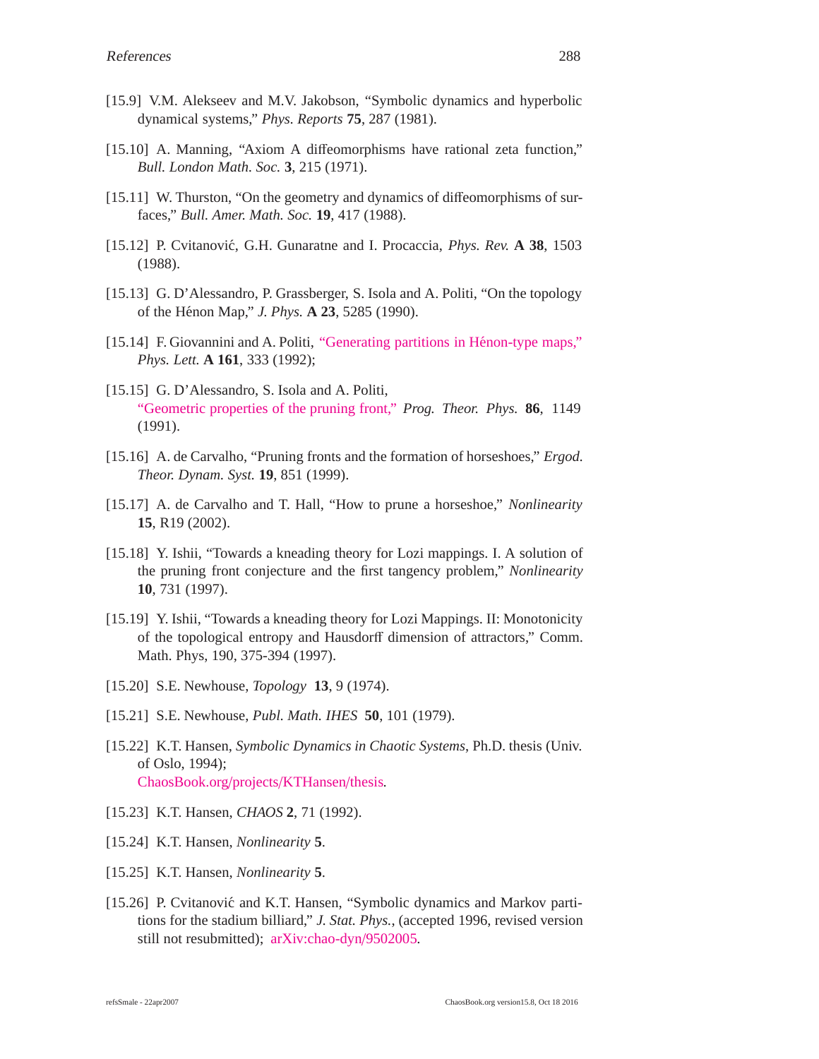[15.9] V.M. Alekseev and M.V. Jakobson, "Symbolic dynamics and hyperbolic dynamical systems," *Phys. Reports* **75**, 287 (1981).

[15.10] A. Manning, "Axiom A diffeomorphisms have rational zeta function," *Bull. London Math. Soc.* **3**, 215 (1971).

[15.11] W. Thurston, "On the geometry and dynamics of diffeomorphisms of surfaces," *Bull. Amer. Math. Soc.* **19**, 417 (1988).

[15.12] P. Cvitanović, G.H. Gunaratne and I. Procaccia, *Phys. Rev.* **A 38**, 1503 (1988).

[15.13] G. D'Alessandro, P. Grassberger, S. Isola and A. Politi, "On the topology of the Hénon Map," *J. Phys.* **A 23**, 5285 (1990).

[15.14] F. Giovannini and A. Politi, "Generating partitions in Hénon-type maps," *Phys. Lett.* **A 161**, 333 (1992);

[15.15] G. D'Alessandro, S. Isola and A. Politi, "Geometric properties of the pruning front," *Prog. Theor. Phys.* **86**, 1149 (1991).

[15.16] A. de Carvalho, "Pruning fronts and the formation of horseshoes," *Ergod. Theor. Dynam. Syst.* **19**, 851 (1999).

[15.17] A. de Carvalho and T. Hall, "How to prune a horseshoe," *Nonlinearity* **15**, R19 (2002).

[15.18] Y. Ishii, "Towards a kneading theory for Lozi mappings. I. A solution of the pruning front conjecture and the first tangency problem," *Nonlinearity* **10**, 731 (1997).

[15.19] Y. Ishii, "Towards a kneading theory for Lozi Mappings. II: Monotonicity of the topological entropy and Hausdorff dimension of attractors," Comm. Math. Phys, 190, 375-394 (1997).

[15.20] S.E. Newhouse, *Topology* **13**, 9 (1974).

[15.21] S.E. Newhouse, *Publ. Math. IHES* **50**, 101 (1979).

[15.22] K.T. Hansen, *Symbolic Dynamics in Chaotic Systems*, Ph.D. thesis (Univ. of Oslo, 1994); ChaosBook.org/projects/KTHansen/thesis.

[15.23] K.T. Hansen, *CHAOS* **2**, 71 (1992).

[15.24] K.T. Hansen, *Nonlinearity* **5**.

[15.25] K.T. Hansen, *Nonlinearity* **5**.

[15.26] P. Cvitanović and K.T. Hansen, "Symbolic dynamics and Markov partitions for the stadium billiard," *J. Stat. Phys.*, (accepted 1996, revised version still not resubmitted); arXiv:chao-dyn/9502005.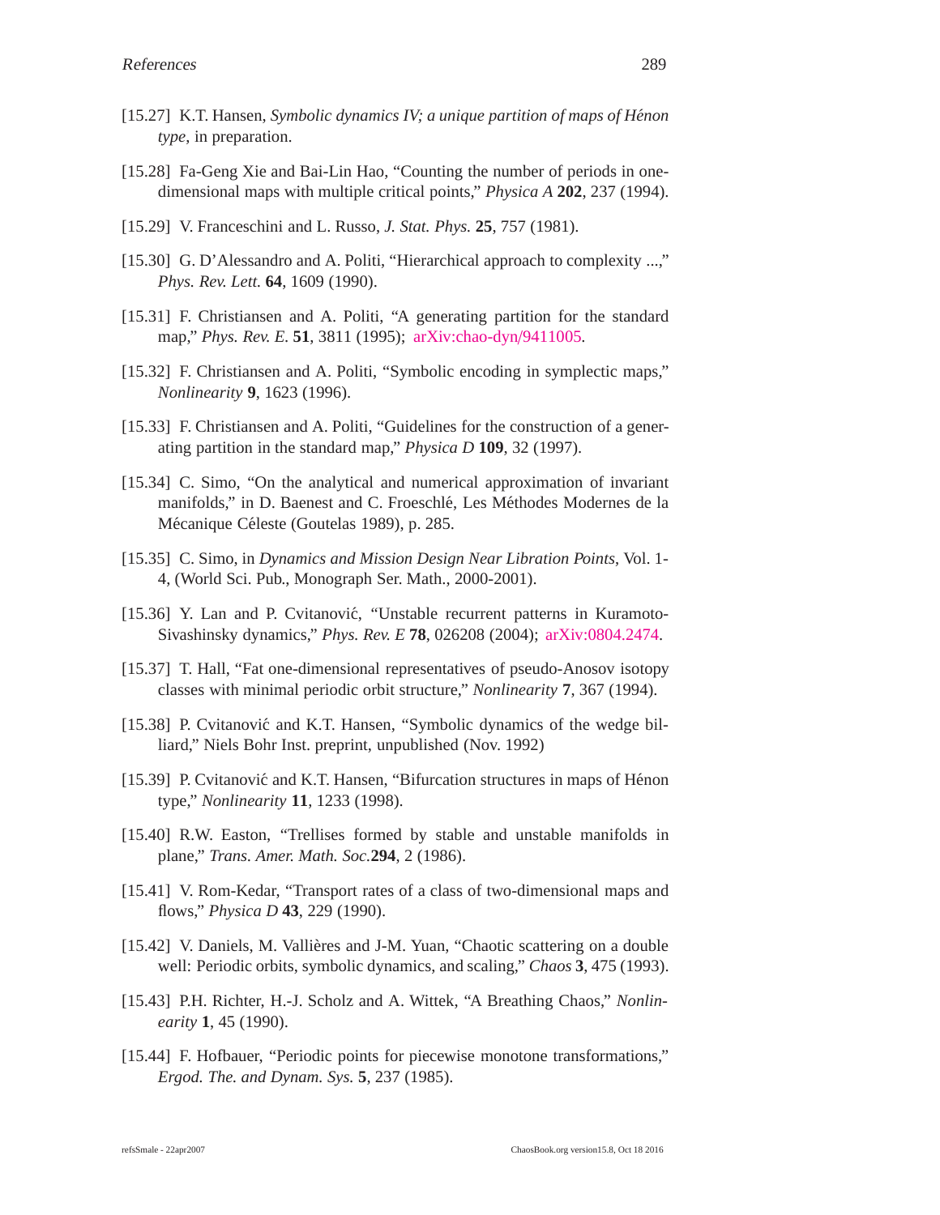[15.27] K.T. Hansen, *Symbolic dynamics IV; a unique partition of maps of Hénon type*, in preparation.

[15.28] Fa-Geng Xie and Bai-Lin Hao, "Counting the number of periods in one-dimensional maps with multiple critical points," *Physica A* **202**, 237 (1994).

[15.29] V. Franceschini and L. Russo, *J. Stat. Phys.* **25**, 757 (1981).

[15.30] G. D'Alessandro and A. Politi, "Hierarchical approach to complexity ...," *Phys. Rev. Lett.* **64**, 1609 (1990).

[15.31] F. Christiansen and A. Politi, "A generating partition for the standard map," *Phys. Rev. E.* **51**, 3811 (1995); arXiv:chao-dyn/9411005.

[15.32] F. Christiansen and A. Politi, "Symbolic encoding in symplectic maps," *Nonlinearity* **9**, 1623 (1996).

[15.33] F. Christiansen and A. Politi, "Guidelines for the construction of a generating partition in the standard map," *Physica D* **109**, 32 (1997).

[15.34] C. Simo, "On the analytical and numerical approximation of invariant manifolds," in D. Baenest and C. Froeschlé, Les Méthodes Modernes de la Mécanique Céleste (Goutelas 1989), p. 285.

[15.35] C. Simo, in *Dynamics and Mission Design Near Libration Points*, Vol. 1-4, (World Sci. Pub., Monograph Ser. Math., 2000-2001).

[15.36] Y. Lan and P. Cvitanović, "Unstable recurrent patterns in Kuramoto-Sivashinsky dynamics," *Phys. Rev. E* **78**, 026208 (2004); arXiv:0804.2474.

[15.37] T. Hall, "Fat one-dimensional representatives of pseudo-Anosov isotopy classes with minimal periodic orbit structure," *Nonlinearity* **7**, 367 (1994).

[15.38] P. Cvitanović and K.T. Hansen, "Symbolic dynamics of the wedge billiard," Niels Bohr Inst. preprint, unpublished (Nov. 1992)

[15.39] P. Cvitanović and K.T. Hansen, "Bifurcation structures in maps of Hénon type," *Nonlinearity* **11**, 1233 (1998).

[15.40] R.W. Easton, "Trellises formed by stable and unstable manifolds in plane," *Trans. Amer. Math. Soc.*\ **294**, 2 (1986).

[15.41] V. Rom-Kedar, "Transport rates of a class of two-dimensional maps and flows," *Physica D* **43**, 229 (1990).

[15.42] V. Daniels, M. Vallières and J-M. Yuan, "Chaotic scattering on a double well: Periodic orbits, symbolic dynamics, and scaling," *Chaos* **3**, 475 (1993).

[15.43] P.H. Richter, H.-J. Scholz and A. Wittek, "A Breathing Chaos," *Nonlinearity* **1**, 45 (1990).

[15.44] F. Hofbauer, "Periodic points for piecewise monotone transformations," *Ergod. The. and Dynam. Sys.* **5**, 237 (1985).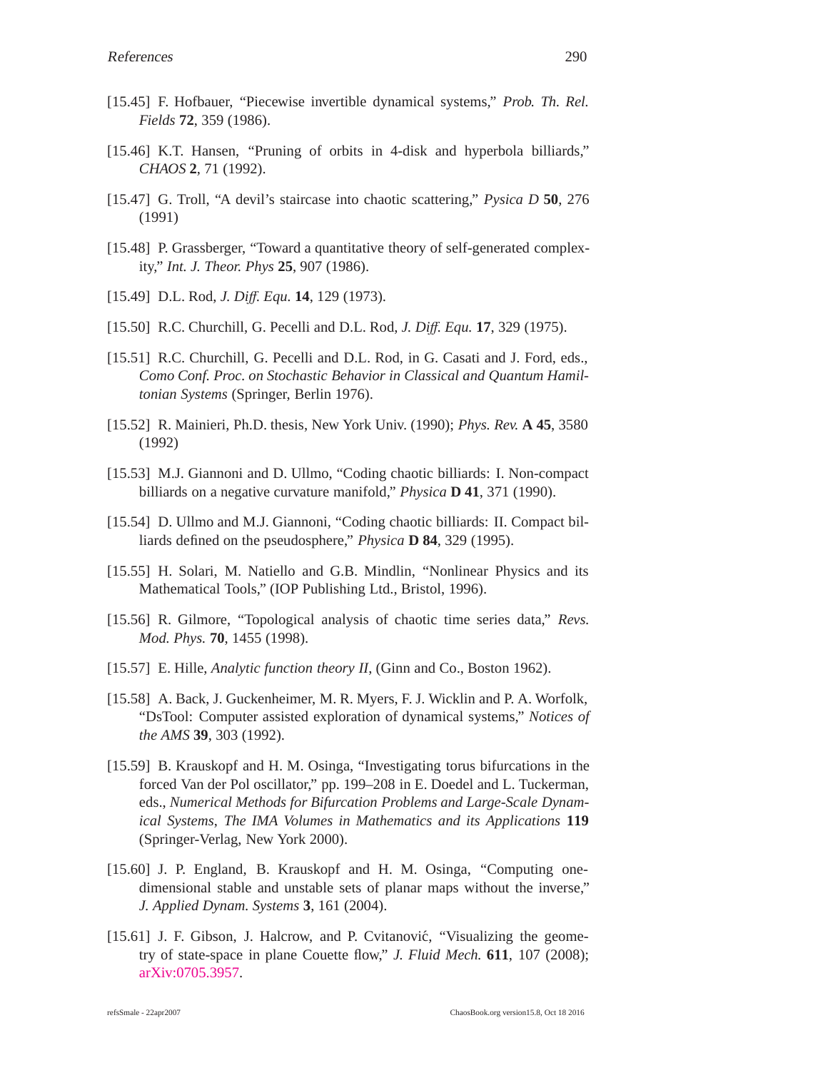[15.45] F. Hofbauer, "Piecewise invertible dynamical systems," *Prob. Th. Rel. Fields* **72**, 359 (1986).

[15.46] K.T. Hansen, "Pruning of orbits in 4-disk and hyperbola billiards," *CHAOS* **2**, 71 (1992).

[15.47] G. Troll, "A devil's staircase into chaotic scattering," *Pysica D* **50**, 276 (1991)

[15.48] P. Grassberger, "Toward a quantitative theory of self-generated complexity," *Int. J. Theor. Phys* **25**, 907 (1986).

[15.49] D.L. Rod, *J. Diff. Equ.* **14**, 129 (1973).

[15.50] R.C. Churchill, G. Pecelli and D.L. Rod, *J. Diff. Equ.* **17**, 329 (1975).

[15.51] R.C. Churchill, G. Pecelli and D.L. Rod, in G. Casati and J. Ford, eds., *Como Conf. Proc. on Stochastic Behavior in Classical and Quantum Hamiltonian Systems* (Springer, Berlin 1976).

[15.52] R. Mainieri, Ph.D. thesis, New York Univ. (1990); *Phys. Rev.* **A 45**, 3580 (1992)

[15.53] M.J. Giannoni and D. Ullmo, "Coding chaotic billiards: I. Non-compact billiards on a negative curvature manifold," *Physica* **D 41**, 371 (1990).

[15.54] D. Ullmo and M.J. Giannoni, "Coding chaotic billiards: II. Compact billiards defined on the pseudosphere," *Physica* **D 84**, 329 (1995).

[15.55] H. Solari, M. Natiello and G.B. Mindlin, "Nonlinear Physics and its Mathematical Tools," (IOP Publishing Ltd., Bristol, 1996).

[15.56] R. Gilmore, "Topological analysis of chaotic time series data," *Revs. Mod. Phys.* **70**, 1455 (1998).

[15.57] E. Hille, *Analytic function theory II*, (Ginn and Co., Boston 1962).

[15.58] A. Back, J. Guckenheimer, M. R. Myers, F. J. Wicklin and P. A. Worfolk, "DsTool: Computer assisted exploration of dynamical systems," *Notices of the AMS* **39**, 303 (1992).

[15.59] B. Krauskopf and H. M. Osinga, "Investigating torus bifurcations in the forced Van der Pol oscillator," pp. 199–208 in E. Doedel and L. Tuckerman, eds., *Numerical Methods for Bifurcation Problems and Large-Scale Dynamical Systems*, *The IMA Volumes in Mathematics and its Applications* **119** (Springer-Verlag, New York 2000).

[15.60] J. P. England, B. Krauskopf and H. M. Osinga, "Computing one-dimensional stable and unstable sets of planar maps without the inverse," *J. Applied Dynam. Systems* **3**, 161 (2004).

[15.61] J. F. Gibson, J. Halcrow, and P. Cvitanović, "Visualizing the geometry of state-space in plane Couette flow," *J. Fluid Mech.* **611**, 107 (2008); arXiv:0705.3957.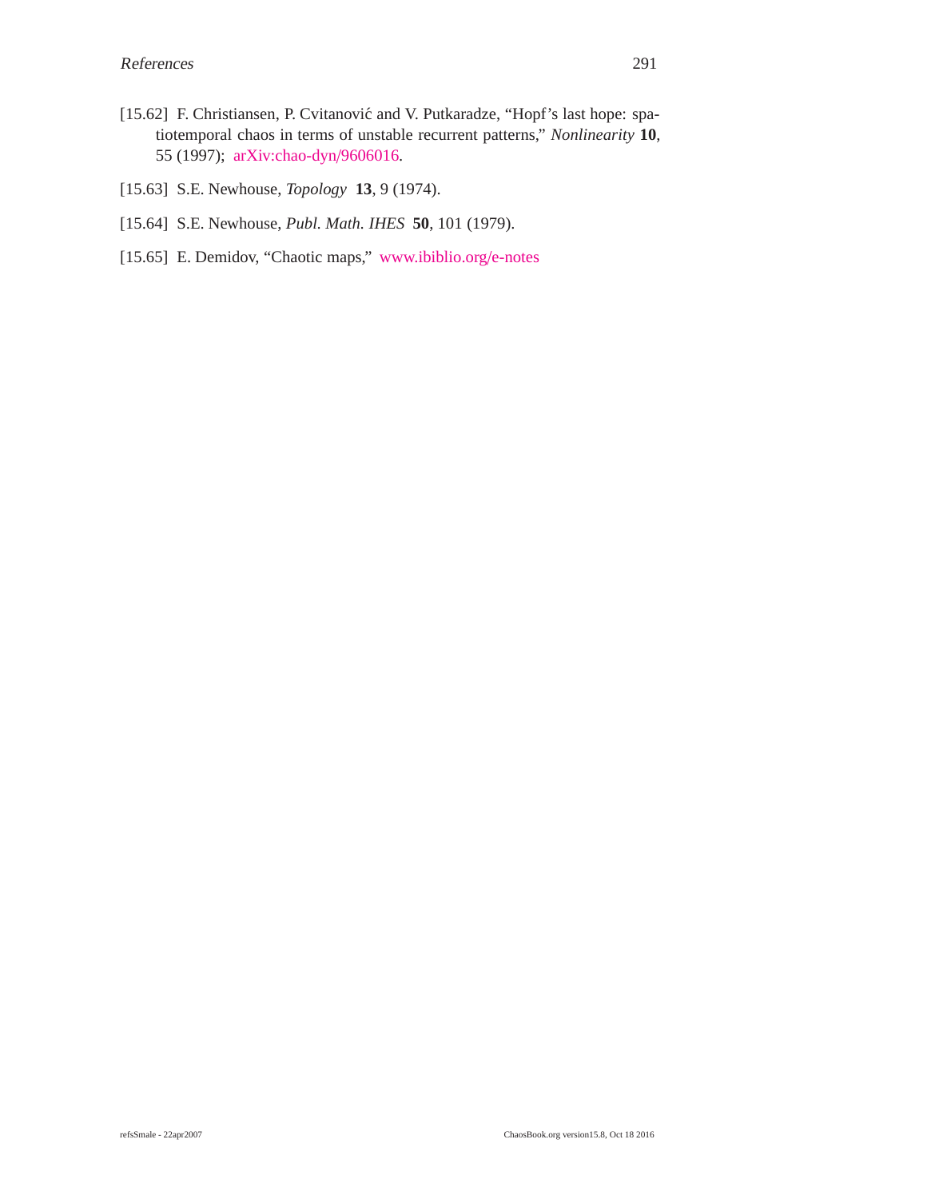[15.62] F. Christiansen, P. Cvitanović and V. Putkaradze, "Hopf's last hope: spatiotemporal chaos in terms of unstable recurrent patterns," *Nonlinearity* **10**, 55 (1997); arXiv:chao-dyn/9606016.

[15.63] S.E. Newhouse, *Topology* **13**, 9 (1974).

[15.64] S.E. Newhouse, *Publ. Math. IHES* **50**, 101 (1979).

[15.65] E. Demidov, "Chaotic maps," www.ibiblio.org/e-notes